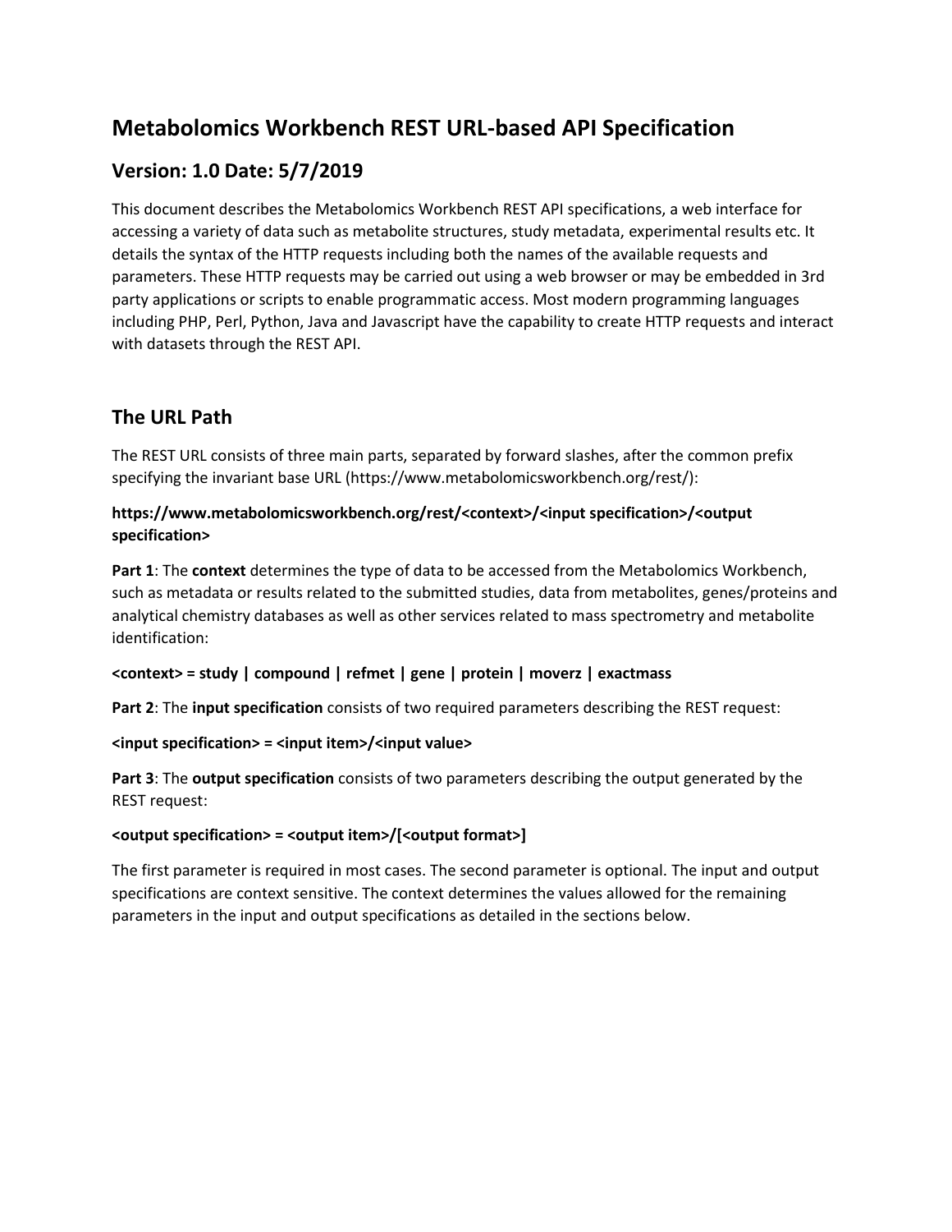# Metabolomics Workbench REST URL-based API Specification

## Version: 1.0 Date: 5/7/2019

This document describes the Metabolomics Workbench REST API specifications, a web interface for accessing a variety of data such as metabolite structures, study metadata, experimental results etc. It details the syntax of the HTTP requests including both the names of the available requests and parameters. These HTTP requests may be carried out using a web browser or may be embedded in 3rd party applications or scripts to enable programmatic access. Most modern programming languages including PHP, Perl, Python, Java and Javascript have the capability to create HTTP requests and interact with datasets through the REST API.

## The URL Path

The REST URL consists of three main parts, separated by forward slashes, after the common prefix specifying the invariant base URL (https://www.metabolomicsworkbench.org/rest/):

**https://www.metabolomicsworkbench.org/rest/<context>/<input specification>/<output specification>**

**Part 1**: The **context** determines the type of data to be accessed from the Metabolomics Workbench, such as metadata or results related to the submitted studies, data from metabolites, genes/proteins and analytical chemistry databases as well as other services related to mass spectrometry and metabolite identification:

**<context> = study | compound | refmet | gene | protein | moverz | exactmass**

**Part 2**: The **input specification** consists of two required parameters describing the REST request:

**<input specification> = <input item>/<input value>**

**Part 3**: The **output specification** consists of two parameters describing the output generated by the REST request:

**<output specification> = <output item>/[<output format>]**

The first parameter is required in most cases. The second parameter is optional. The input and output specifications are context sensitive. The context determines the values allowed for the remaining parameters in the input and output specifications as detailed in the sections below.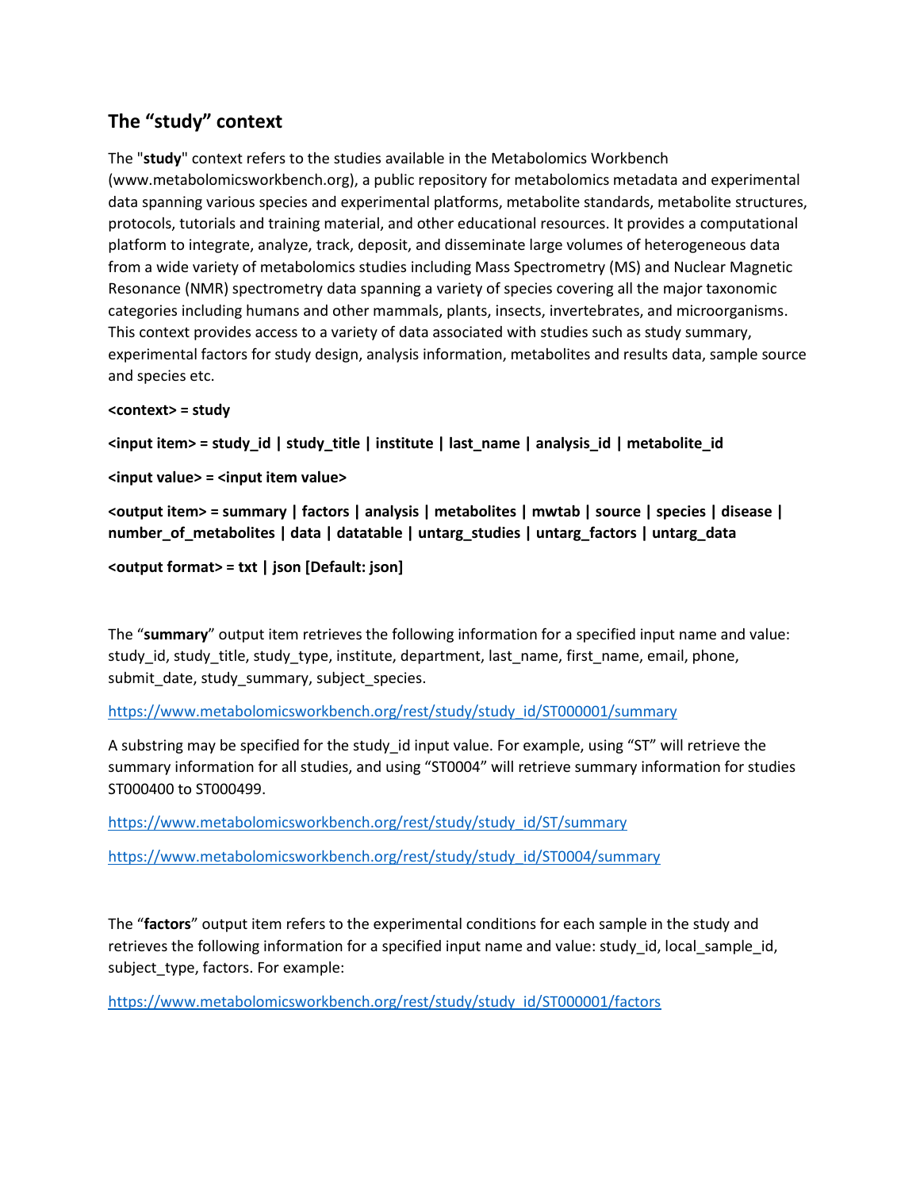## The "study" context

The "**study**" context refers to the studies available in the Metabolomics Workbench (www.metabolomicsworkbench.org), a public repository for metabolomics metadata and experimental data spanning various species and experimental platforms, metabolite standards, metabolite structures, protocols, tutorials and training material, and other educational resources. It provides a computational platform to integrate, analyze, track, deposit, and disseminate large volumes of heterogeneous data from a wide variety of metabolomics studies including Mass Spectrometry (MS) and Nuclear Magnetic Resonance (NMR) spectrometry data spanning a variety of species covering all the major taxonomic categories including humans and other mammals, plants, insects, invertebrates, and microorganisms. This context provides access to a variety of data associated with studies such as study summary, experimental factors for study design, analysis information, metabolites and results data, sample source and species etc.

**<context> = study**

**<input item> = study_id | study_title | institute | last_name | analysis_id | metabolite_id**

**<input value> = <input item value>**

**<output item> = summary | factors | analysis | metabolites | mwtab | source | species | disease | number_of_metabolites | data | datatable | untarg_studies | untarg_factors | untarg_data**

**<output format> = txt | json [Default: json]**

The "**summary**" output item retrieves the following information for a specified input name and value: study_id, study_title, study_type, institute, department, last_name, first_name, email, phone, submit_date, study_summary, subject_species.

https://www.metabolomicsworkbench.org/rest/study/study_id/ST000001/summary

A substring may be specified for the study_id input value. For example, using "ST" will retrieve the summary information for all studies, and using "ST0004" will retrieve summary information for studies ST000400 to ST000499.

https://www.metabolomicsworkbench.org/rest/study/study_id/ST/summary

https://www.metabolomicsworkbench.org/rest/study/study_id/ST0004/summary

The "**factors**" output item refers to the experimental conditions for each sample in the study and retrieves the following information for a specified input name and value: study_id, local_sample_id, subject_type, factors. For example:

https://www.metabolomicsworkbench.org/rest/study/study_id/ST000001/factors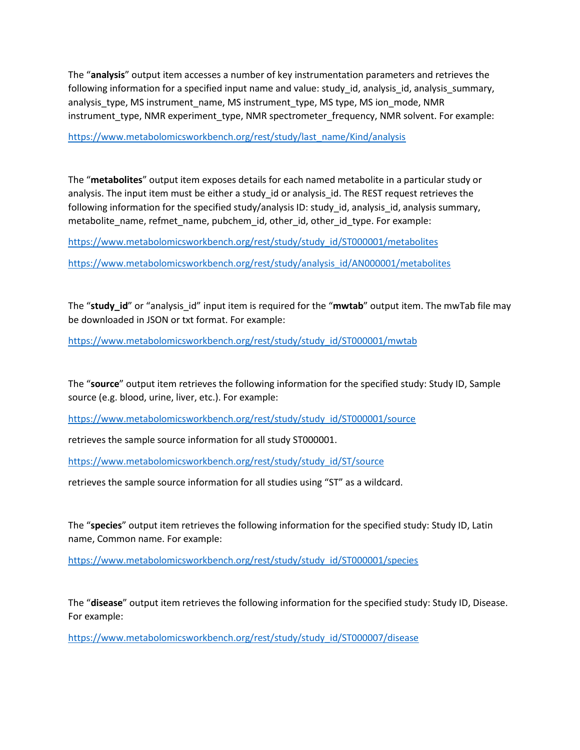The "**analysis**" output item accesses a number of key instrumentation parameters and retrieves the following information for a specified input name and value: study_id, analysis_id, analysis_summary, analysis_type, MS instrument_name, MS instrument_type, MS type, MS ion_mode, NMR instrument_type, NMR experiment_type, NMR spectrometer_frequency, NMR solvent. For example:

https://www.metabolomicsworkbench.org/rest/study/last_name/Kind/analysis

The "**metabolites**" output item exposes details for each named metabolite in a particular study or analysis. The input item must be either a study_id or analysis_id. The REST request retrieves the following information for the specified study/analysis ID: study_id, analysis_id, analysis summary, metabolite_name, refmet_name, pubchem_id, other_id, other_id_type. For example:

https://www.metabolomicsworkbench.org/rest/study/study_id/ST000001/metabolites

https://www.metabolomicsworkbench.org/rest/study/analysis_id/AN000001/metabolites

The "**study_id**" or "analysis_id" input item is required for the "**mwtab**" output item. The mwTab file may be downloaded in JSON or txt format. For example:

https://www.metabolomicsworkbench.org/rest/study/study_id/ST000001/mwtab

The "**source**" output item retrieves the following information for the specified study: Study ID, Sample source (e.g. blood, urine, liver, etc.). For example:

https://www.metabolomicsworkbench.org/rest/study/study_id/ST000001/source

retrieves the sample source information for all study ST000001.

https://www.metabolomicsworkbench.org/rest/study/study_id/ST/source

retrieves the sample source information for all studies using "ST" as a wildcard.

The "**species**" output item retrieves the following information for the specified study: Study ID, Latin name, Common name. For example:

https://www.metabolomicsworkbench.org/rest/study/study_id/ST000001/species

The "**disease**" output item retrieves the following information for the specified study: Study ID, Disease. For example:

https://www.metabolomicsworkbench.org/rest/study/study_id/ST000007/disease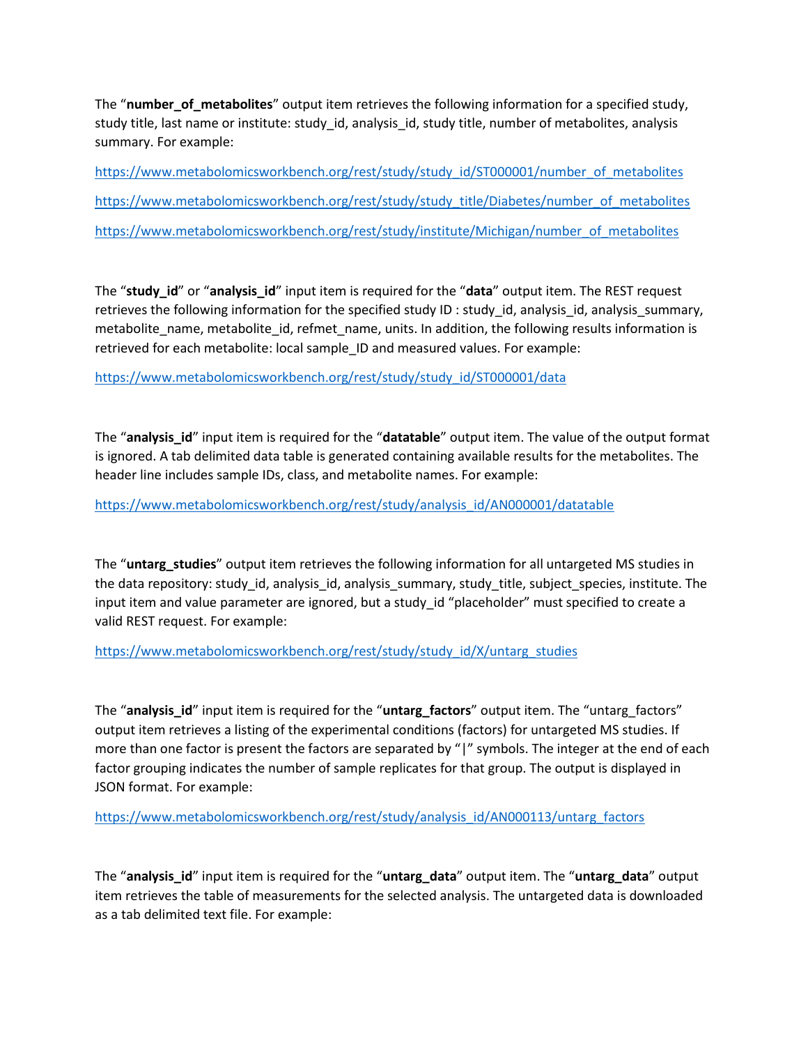The "**number_of_metabolites**" output item retrieves the following information for a specified study, study title, last name or institute: study_id, analysis_id, study title, number of metabolites, analysis summary. For example:

https://www.metabolomicsworkbench.org/rest/study/study_id/ST000001/number_of_metabolites

https://www.metabolomicsworkbench.org/rest/study/study_title/Diabetes/number_of_metabolites

https://www.metabolomicsworkbench.org/rest/study/institute/Michigan/number_of_metabolites

The "**study_id**" or "**analysis_id**" input item is required for the "**data**" output item. The REST request retrieves the following information for the specified study ID : study_id, analysis_id, analysis_summary, metabolite_name, metabolite_id, refmet_name, units. In addition, the following results information is retrieved for each metabolite: local sample_ID and measured values. For example:

https://www.metabolomicsworkbench.org/rest/study/study_id/ST000001/data

The "**analysis_id**" input item is required for the "**datatable**" output item. The value of the output format is ignored. A tab delimited data table is generated containing available results for the metabolites. The header line includes sample IDs, class, and metabolite names. For example:

https://www.metabolomicsworkbench.org/rest/study/analysis_id/AN000001/datatable

The "**untarg_studies**" output item retrieves the following information for all untargeted MS studies in the data repository: study_id, analysis_id, analysis_summary, study_title, subject_species, institute. The input item and value parameter are ignored, but a study_id "placeholder" must specified to create a valid REST request. For example:

https://www.metabolomicsworkbench.org/rest/study/study_id/X/untarg_studies

The "**analysis_id**" input item is required for the "**untarg_factors**" output item. The "untarg_factors" output item retrieves a listing of the experimental conditions (factors) for untargeted MS studies. If more than one factor is present the factors are separated by "|" symbols. The integer at the end of each factor grouping indicates the number of sample replicates for that group. The output is displayed in JSON format. For example:

https://www.metabolomicsworkbench.org/rest/study/analysis_id/AN000113/untarg_factors

The "**analysis_id**" input item is required for the "**untarg_data**" output item. The "**untarg_data**" output item retrieves the table of measurements for the selected analysis. The untargeted data is downloaded as a tab delimited text file. For example: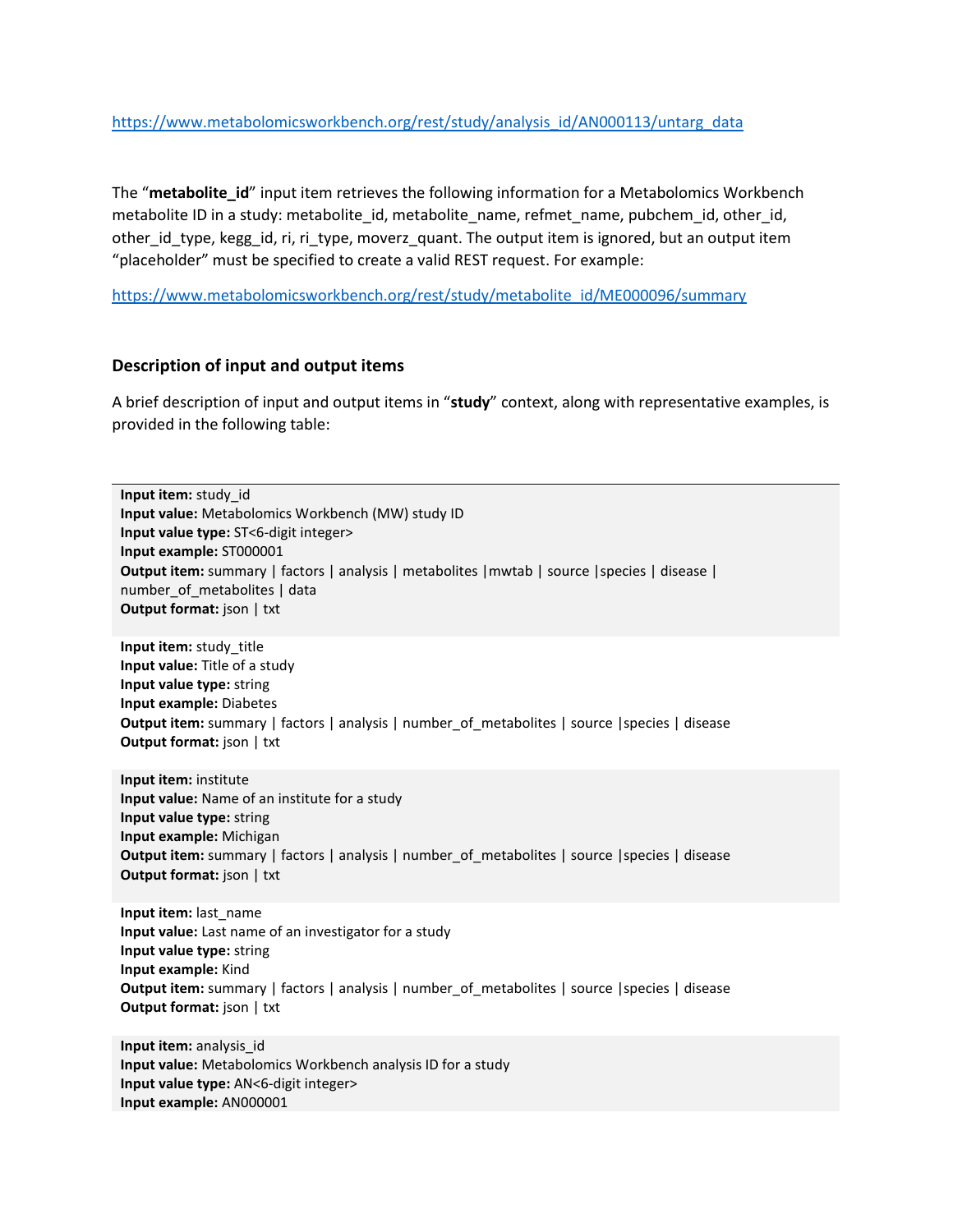https://www.metabolomicsworkbench.org/rest/study/analysis_id/AN000113/untarg_data

The "**metabolite_id**" input item retrieves the following information for a Metabolomics Workbench metabolite ID in a study: metabolite_id, metabolite_name, refmet_name, pubchem_id, other_id, other_id_type, kegg_id, ri, ri_type, moverz_quant. The output item is ignored, but an output item "placeholder" must be specified to create a valid REST request. For example:

https://www.metabolomicsworkbench.org/rest/study/metabolite_id/ME000096/summary

### Description of input and output items

A brief description of input and output items in "**study**" context, along with representative examples, is provided in the following table:

**Input item:** study_id
**Input value:** Metabolomics Workbench (MW) study ID
**Input value type:** ST<6-digit integer>
**Input example:** ST000001
**Output item:** summary | factors | analysis | metabolites |mwtab | source |species | disease | number_of_metabolites | data
**Output format:** json | txt

**Input item:** study_title
**Input value:** Title of a study
**Input value type:** string
**Input example:** Diabetes
**Output item:** summary | factors | analysis | number_of_metabolites | source |species | disease
**Output format:** json | txt

**Input item:** institute
**Input value:** Name of an institute for a study
**Input value type:** string
**Input example:** Michigan
**Output item:** summary | factors | analysis | number_of_metabolites | source |species | disease
**Output format:** json | txt

**Input item:** last_name
**Input value:** Last name of an investigator for a study
**Input value type:** string
**Input example:** Kind
**Output item:** summary | factors | analysis | number_of_metabolites | source |species | disease
**Output format:** json | txt

**Input item:** analysis_id
**Input value:** Metabolomics Workbench analysis ID for a study
**Input value type:** AN<6-digit integer>
**Input example:** AN000001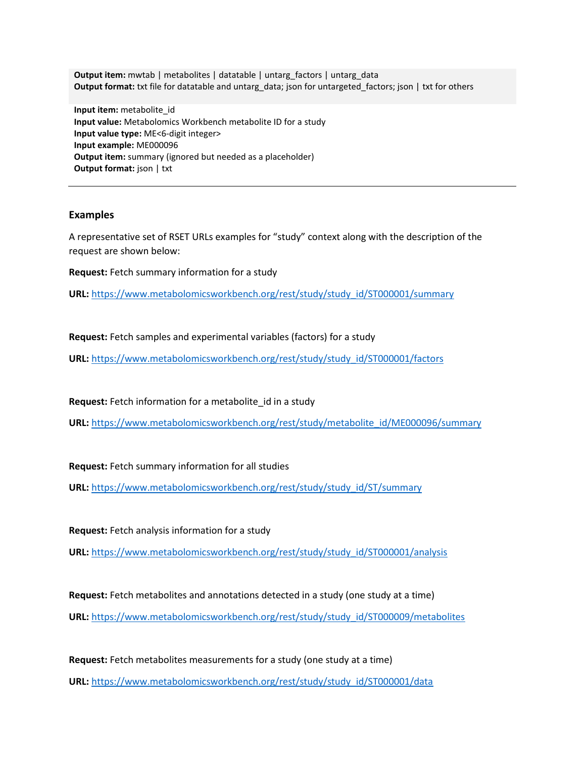**Output item:** mwtab | metabolites | datatable | untarg_factors | untarg_data
**Output format:** txt file for datatable and untarg_data; json for untargeted_factors; json | txt for others

**Input item:** metabolite_id
**Input value:** Metabolomics Workbench metabolite ID for a study
**Input value type:** ME<6-digit integer>
**Input example:** ME000096
**Output item:** summary (ignored but needed as a placeholder)
**Output format:** json | txt

---

### Examples

A representative set of RSET URLs examples for "study" context along with the description of the request are shown below:

**Request:** Fetch summary information for a study

**URL:** https://www.metabolomicsworkbench.org/rest/study/study_id/ST000001/summary

**Request:** Fetch samples and experimental variables (factors) for a study

**URL:** https://www.metabolomicsworkbench.org/rest/study/study_id/ST000001/factors

**Request:** Fetch information for a metabolite_id in a study

**URL:** https://www.metabolomicsworkbench.org/rest/study/metabolite_id/ME000096/summary

**Request:** Fetch summary information for all studies

**URL:** https://www.metabolomicsworkbench.org/rest/study/study_id/ST/summary

**Request:** Fetch analysis information for a study

**URL:** https://www.metabolomicsworkbench.org/rest/study/study_id/ST000001/analysis

**Request:** Fetch metabolites and annotations detected in a study (one study at a time)

**URL:** https://www.metabolomicsworkbench.org/rest/study/study_id/ST000009/metabolites

**Request:** Fetch metabolites measurements for a study (one study at a time)

**URL:** https://www.metabolomicsworkbench.org/rest/study/study_id/ST000001/data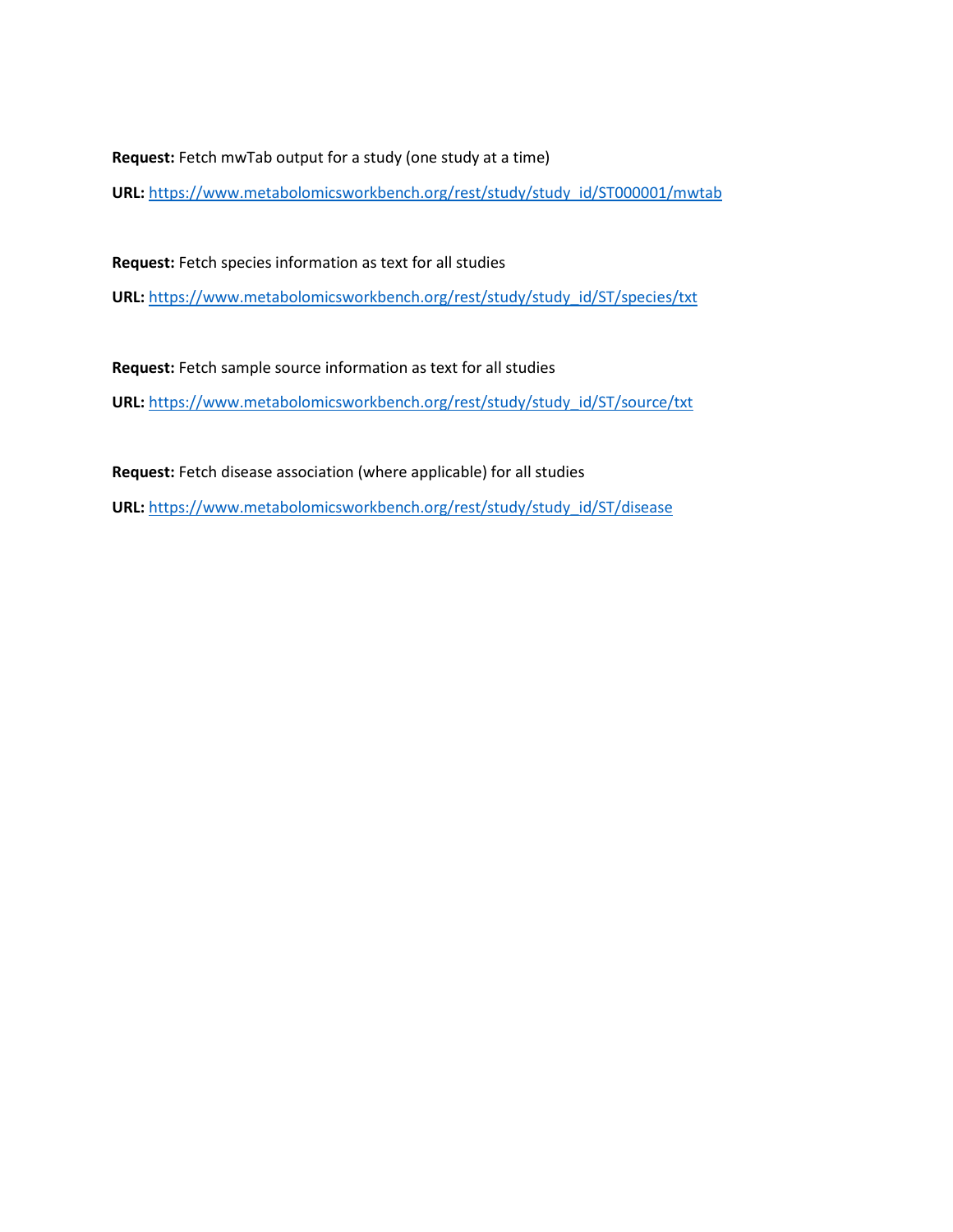**Request:** Fetch mwTab output for a study (one study at a time)

**URL:** https://www.metabolomicsworkbench.org/rest/study/study_id/ST000001/mwtab

**Request:** Fetch species information as text for all studies

**URL:** https://www.metabolomicsworkbench.org/rest/study/study_id/ST/species/txt

**Request:** Fetch sample source information as text for all studies

**URL:** https://www.metabolomicsworkbench.org/rest/study/study_id/ST/source/txt

**Request:** Fetch disease association (where applicable) for all studies

**URL:** https://www.metabolomicsworkbench.org/rest/study/study_id/ST/disease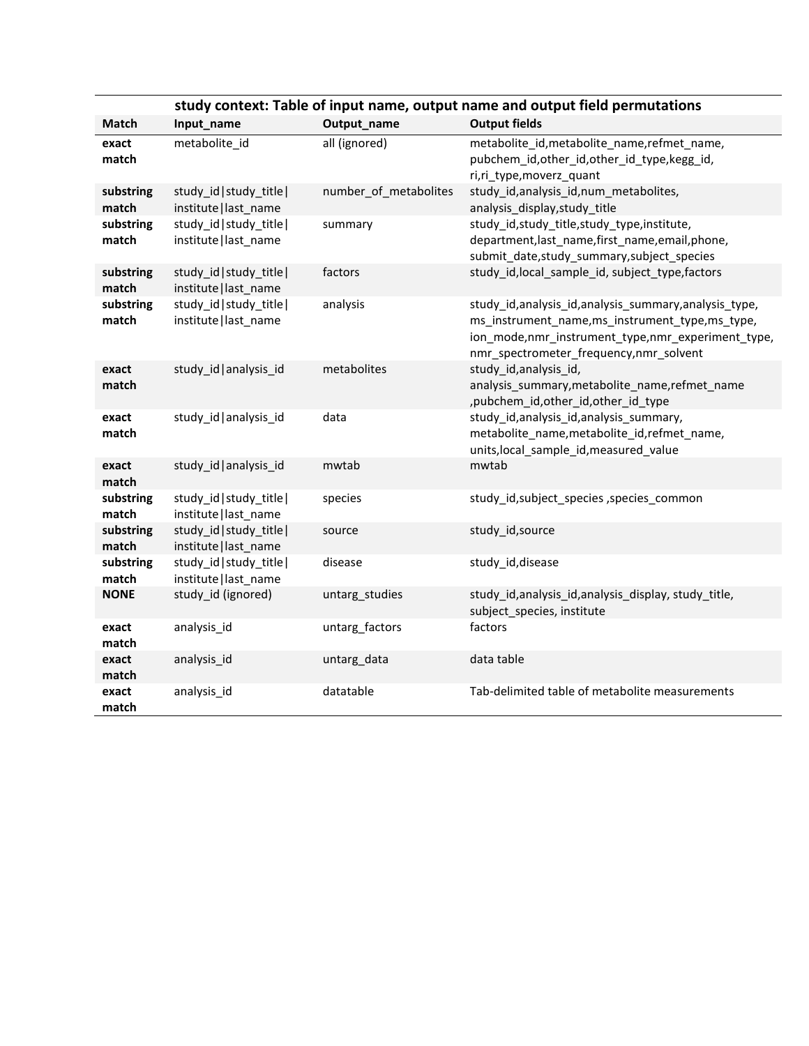**study context: Table of input name, output name and output field permutations**

| Match | Input_name | Output_name | Output fields |
|---|---|---|---|
| **exact match** | metabolite_id | all (ignored) | metabolite_id,metabolite_name,refmet_name, pubchem_id,other_id,other_id_type,kegg_id, ri,ri_type,moverz_quant |
| **substring match** | study_id\|study_title\| institute\|last_name | number_of_metabolites | study_id,analysis_id,num_metabolites, analysis_display,study_title |
| **substring match** | study_id\|study_title\| institute\|last_name | summary | study_id,study_title,study_type,institute, department,last_name,first_name,email,phone, submit_date,study_summary,subject_species |
| **substring match** | study_id\|study_title\| institute\|last_name | factors | study_id,local_sample_id, subject_type,factors |
| **substring match** | study_id\|study_title\| institute\|last_name | analysis | study_id,analysis_id,analysis_summary,analysis_type, ms_instrument_name,ms_instrument_type,ms_type, ion_mode,nmr_instrument_type,nmr_experiment_type, nmr_spectrometer_frequency,nmr_solvent |
| **exact match** | study_id\|analysis_id | metabolites | study_id,analysis_id, analysis_summary,metabolite_name,refmet_name ,pubchem_id,other_id,other_id_type |
| **exact match** | study_id\|analysis_id | data | study_id,analysis_id,analysis_summary, metabolite_name,metabolite_id,refmet_name, units,local_sample_id,measured_value |
| **exact match** | study_id\|analysis_id | mwtab | mwtab |
| **substring match** | study_id\|study_title\| institute\|last_name | species | study_id,subject_species ,species_common |
| **substring match** | study_id\|study_title\| institute\|last_name | source | study_id,source |
| **substring match** | study_id\|study_title\| institute\|last_name | disease | study_id,disease |
| **NONE** | study_id (ignored) | untarg_studies | study_id,analysis_id,analysis_display, study_title, subject_species, institute |
| **exact match** | analysis_id | untarg_factors | factors |
| **exact match** | analysis_id | untarg_data | data table |
| **exact match** | analysis_id | datatable | Tab-delimited table of metabolite measurements |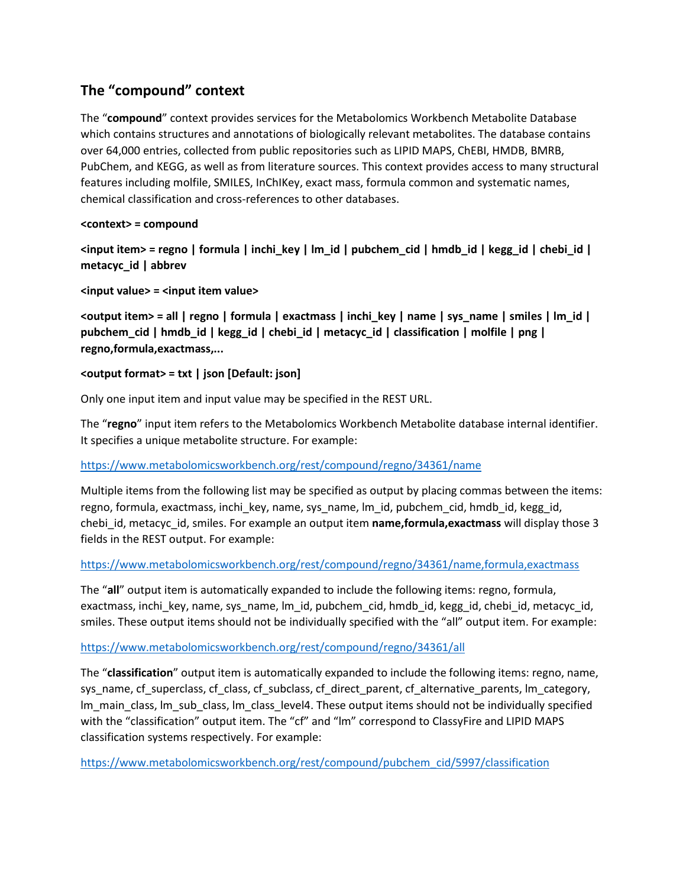## The “compound” context

The “**compound**” context provides services for the Metabolomics Workbench Metabolite Database which contains structures and annotations of biologically relevant metabolites. The database contains over 64,000 entries, collected from public repositories such as LIPID MAPS, ChEBI, HMDB, BMRB, PubChem, and KEGG, as well as from literature sources. This context provides access to many structural features including molfile, SMILES, InChIKey, exact mass, formula common and systematic names, chemical classification and cross-references to other databases.

**<context> = compound**

**<input item> = regno | formula | inchi_key | lm_id | pubchem_cid | hmdb_id | kegg_id | chebi_id | metacyc_id | abbrev**

**<input value> = <input item value>**

**<output item> = all | regno | formula | exactmass | inchi_key | name | sys_name | smiles | lm_id | pubchem_cid | hmdb_id | kegg_id | chebi_id | metacyc_id | classification | molfile | png | regno,formula,exactmass,...**

**<output format> = txt | json [Default: json]**

Only one input item and input value may be specified in the REST URL.

The “**regno**” input item refers to the Metabolomics Workbench Metabolite database internal identifier. It specifies a unique metabolite structure. For example:

https://www.metabolomicsworkbench.org/rest/compound/regno/34361/name

Multiple items from the following list may be specified as output by placing commas between the items: regno, formula, exactmass, inchi_key, name, sys_name, lm_id, pubchem_cid, hmdb_id, kegg_id, chebi_id, metacyc_id, smiles. For example an output item **name,formula,exactmass** will display those 3 fields in the REST output. For example:

https://www.metabolomicsworkbench.org/rest/compound/regno/34361/name,formula,exactmass

The “**all**” output item is automatically expanded to include the following items: regno, formula, exactmass, inchi_key, name, sys_name, lm_id, pubchem_cid, hmdb_id, kegg_id, chebi_id, metacyc_id, smiles. These output items should not be individually specified with the “all” output item. For example:

https://www.metabolomicsworkbench.org/rest/compound/regno/34361/all

The “**classification**” output item is automatically expanded to include the following items: regno, name, sys_name, cf_superclass, cf_class, cf_subclass, cf_direct_parent, cf_alternative_parents, lm_category, lm_main_class, lm_sub_class, lm_class_level4. These output items should not be individually specified with the “classification” output item. The “cf” and “lm” correspond to ClassyFire and LIPID MAPS classification systems respectively. For example:

https://www.metabolomicsworkbench.org/rest/compound/pubchem_cid/5997/classification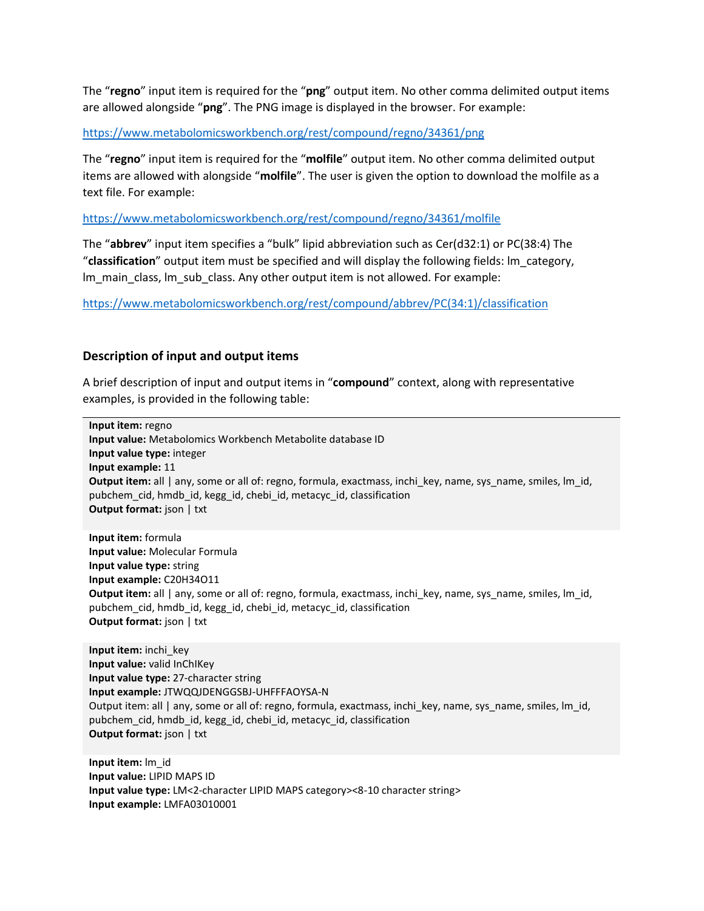The "**regno**" input item is required for the "**png**" output item. No other comma delimited output items are allowed alongside "**png**". The PNG image is displayed in the browser. For example:

https://www.metabolomicsworkbench.org/rest/compound/regno/34361/png

The "**regno**" input item is required for the "**molfile**" output item. No other comma delimited output items are allowed with alongside "**molfile**". The user is given the option to download the molfile as a text file. For example:

https://www.metabolomicsworkbench.org/rest/compound/regno/34361/molfile

The "**abbrev**" input item specifies a "bulk" lipid abbreviation such as Cer(d32:1) or PC(38:4) The "**classification**" output item must be specified and will display the following fields: lm_category, lm_main_class, lm_sub_class. Any other output item is not allowed. For example:

https://www.metabolomicsworkbench.org/rest/compound/abbrev/PC(34:1)/classification

### Description of input and output items

A brief description of input and output items in "**compound**" context, along with representative examples, is provided in the following table:

**Input item:** regno
**Input value:** Metabolomics Workbench Metabolite database ID
**Input value type:** integer
**Input example:** 11
**Output item:** all | any, some or all of: regno, formula, exactmass, inchi_key, name, sys_name, smiles, lm_id, pubchem_cid, hmdb_id, kegg_id, chebi_id, metacyc_id, classification
**Output format:** json | txt

**Input item:** formula
**Input value:** Molecular Formula
**Input value type:** string
**Input example:** C20H34O11
**Output item:** all | any, some or all of: regno, formula, exactmass, inchi_key, name, sys_name, smiles, lm_id, pubchem_cid, hmdb_id, kegg_id, chebi_id, metacyc_id, classification
**Output format:** json | txt

**Input item:** inchi_key
**Input value:** valid InChIKey
**Input value type:** 27-character string
**Input example:** JTWQQJDENGGSBJ-UHFFFAOYSA-N
Output item: all | any, some or all of: regno, formula, exactmass, inchi_key, name, sys_name, smiles, lm_id, pubchem_cid, hmdb_id, kegg_id, chebi_id, metacyc_id, classification
**Output format:** json | txt

**Input item:** lm_id
**Input value:** LIPID MAPS ID
**Input value type:** LM<2-character LIPID MAPS category><8-10 character string>
**Input example:** LMFA03010001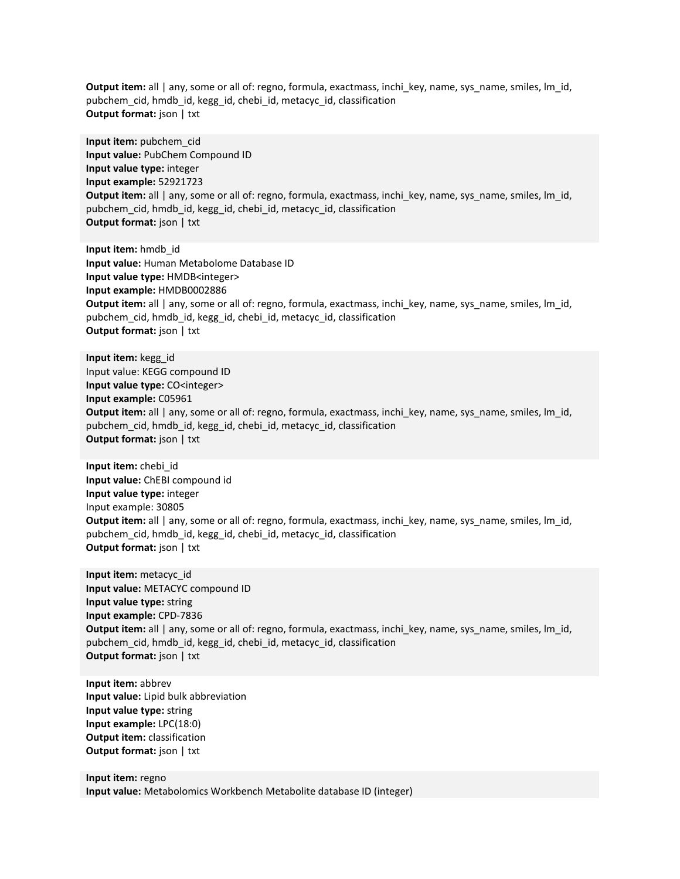**Output item:** all | any, some or all of: regno, formula, exactmass, inchi_key, name, sys_name, smiles, lm_id, pubchem_cid, hmdb_id, kegg_id, chebi_id, metacyc_id, classification
**Output format:** json | txt

**Input item:** pubchem_cid
**Input value:** PubChem Compound ID
**Input value type:** integer
**Input example:** 52921723
**Output item:** all | any, some or all of: regno, formula, exactmass, inchi_key, name, sys_name, smiles, lm_id, pubchem_cid, hmdb_id, kegg_id, chebi_id, metacyc_id, classification
**Output format:** json | txt

**Input item:** hmdb_id
**Input value:** Human Metabolome Database ID
**Input value type:** HMDB<integer>
**Input example:** HMDB0002886
**Output item:** all | any, some or all of: regno, formula, exactmass, inchi_key, name, sys_name, smiles, lm_id, pubchem_cid, hmdb_id, kegg_id, chebi_id, metacyc_id, classification
**Output format:** json | txt

**Input item:** kegg_id
Input value: KEGG compound ID
**Input value type:** CO<integer>
**Input example:** C05961
**Output item:** all | any, some or all of: regno, formula, exactmass, inchi_key, name, sys_name, smiles, lm_id, pubchem_cid, hmdb_id, kegg_id, chebi_id, metacyc_id, classification
**Output format:** json | txt

**Input item:** chebi_id
**Input value:** ChEBI compound id
**Input value type:** integer
Input example: 30805
**Output item:** all | any, some or all of: regno, formula, exactmass, inchi_key, name, sys_name, smiles, lm_id, pubchem_cid, hmdb_id, kegg_id, chebi_id, metacyc_id, classification
**Output format:** json | txt

**Input item:** metacyc_id
**Input value:** METACYC compound ID
**Input value type:** string
**Input example:** CPD-7836
**Output item:** all | any, some or all of: regno, formula, exactmass, inchi_key, name, sys_name, smiles, lm_id, pubchem_cid, hmdb_id, kegg_id, chebi_id, metacyc_id, classification
**Output format:** json | txt

**Input item:** abbrev
**Input value:** Lipid bulk abbreviation
**Input value type:** string
**Input example:** LPC(18:0)
**Output item:** classification
**Output format:** json | txt

**Input item:** regno
**Input value:** Metabolomics Workbench Metabolite database ID (integer)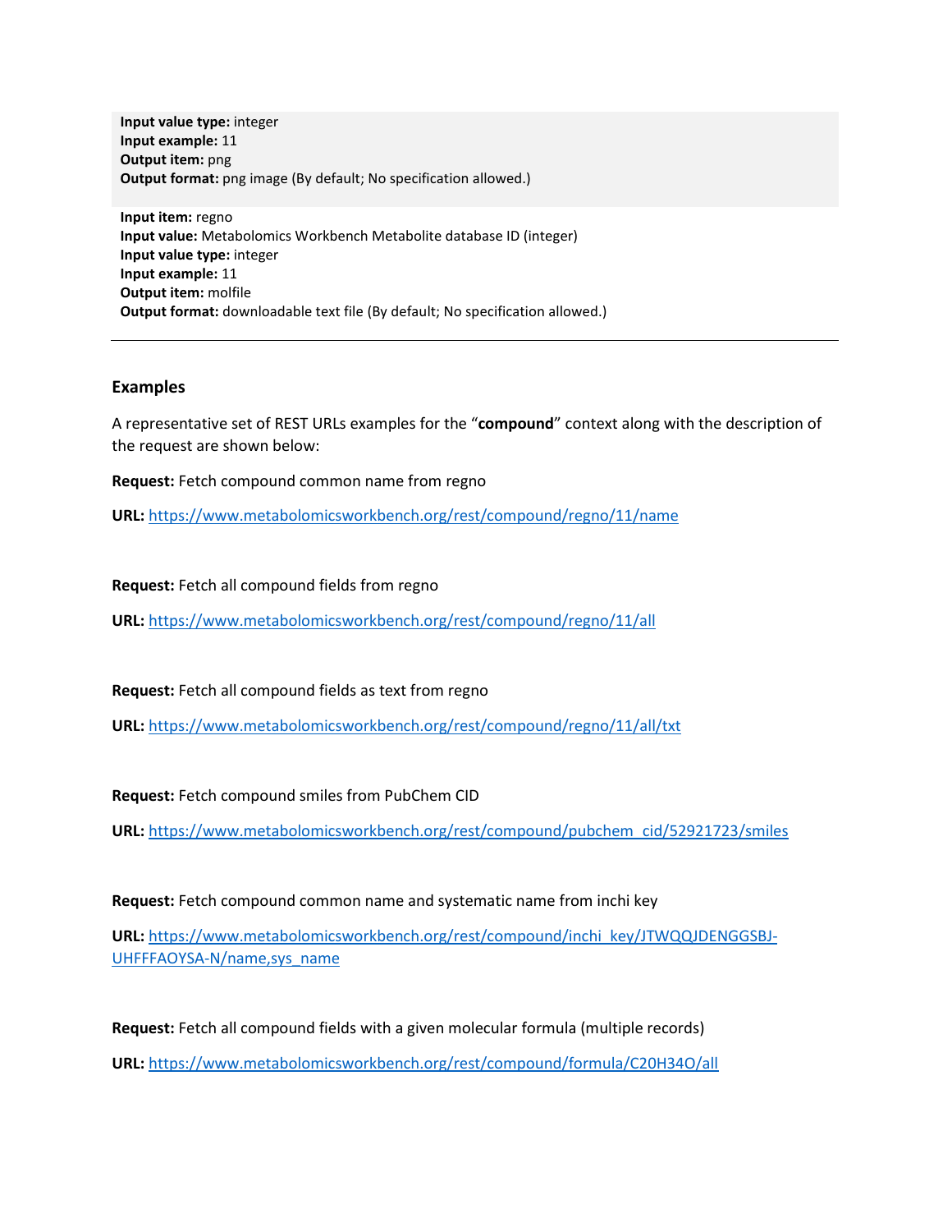**Input value type:** integer
**Input example:** 11
**Output item:** png
**Output format:** png image (By default; No specification allowed.)

**Input item:** regno
**Input value:** Metabolomics Workbench Metabolite database ID (integer)
**Input value type:** integer
**Input example:** 11
**Output item:** molfile
**Output format:** downloadable text file (By default; No specification allowed.)

---

### Examples

A representative set of REST URLs examples for the "**compound**" context along with the description of the request are shown below:

**Request:** Fetch compound common name from regno

**URL:** https://www.metabolomicsworkbench.org/rest/compound/regno/11/name

**Request:** Fetch all compound fields from regno

**URL:** https://www.metabolomicsworkbench.org/rest/compound/regno/11/all

**Request:** Fetch all compound fields as text from regno

**URL:** https://www.metabolomicsworkbench.org/rest/compound/regno/11/all/txt

**Request:** Fetch compound smiles from PubChem CID

**URL:** https://www.metabolomicsworkbench.org/rest/compound/pubchem_cid/52921723/smiles

**Request:** Fetch compound common name and systematic name from inchi key

**URL:** https://www.metabolomicsworkbench.org/rest/compound/inchi_key/JTWQQJDENGGSBJ-UHFFFAOYSA-N/name,sys_name

**Request:** Fetch all compound fields with a given molecular formula (multiple records)

**URL:** https://www.metabolomicsworkbench.org/rest/compound/formula/C20H34O/all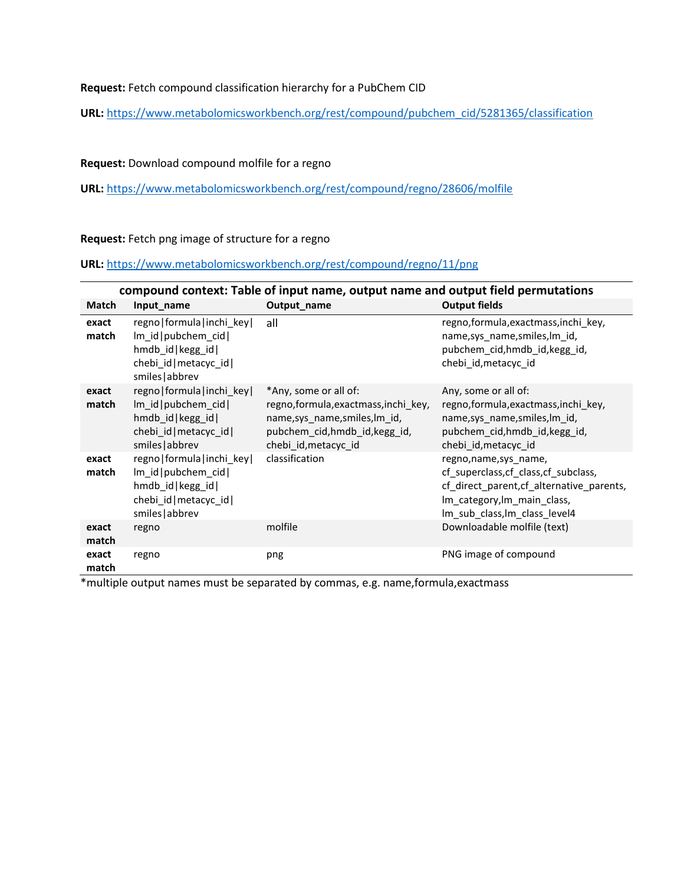**Request:** Fetch compound classification hierarchy for a PubChem CID

**URL:** https://www.metabolomicsworkbench.org/rest/compound/pubchem_cid/5281365/classification

**Request:** Download compound molfile for a regno

**URL:** https://www.metabolomicsworkbench.org/rest/compound/regno/28606/molfile

**Request:** Fetch png image of structure for a regno

**URL:** https://www.metabolomicsworkbench.org/rest/compound/regno/11/png

**compound context: Table of input name, output name and output field permutations**

| Match | Input_name | Output_name | Output fields |
|---|---|---|---|
| exact match | regno\|formula\|inchi_key\|lm_id\|pubchem_cid\|hmdb_id\|kegg_id\|chebi_id\|metacyc_id\|smiles\|abbrev | all | regno,formula,exactmass,inchi_key, name,sys_name,smiles,lm_id, pubchem_cid,hmdb_id,kegg_id, chebi_id,metacyc_id |
| exact match | regno\|formula\|inchi_key\|lm_id\|pubchem_cid\|hmdb_id\|kegg_id\|chebi_id\|metacyc_id\|smiles\|abbrev | *Any, some or all of: regno,formula,exactmass,inchi_key, name,sys_name,smiles,lm_id, pubchem_cid,hmdb_id,kegg_id, chebi_id,metacyc_id | Any, some or all of: regno,formula,exactmass,inchi_key, name,sys_name,smiles,lm_id, pubchem_cid,hmdb_id,kegg_id, chebi_id,metacyc_id |
| exact match | regno\|formula\|inchi_key\|lm_id\|pubchem_cid\|hmdb_id\|kegg_id\|chebi_id\|metacyc_id\|smiles\|abbrev | classification | regno,name,sys_name, cf_superclass,cf_class,cf_subclass, cf_direct_parent,cf_alternative_parents, lm_category,lm_main_class, lm_sub_class,lm_class_level4 |
| exact match | regno | molfile | Downloadable molfile (text) |
| exact match | regno | png | PNG image of compound |

*multiple output names must be separated by commas, e.g. name,formula,exactmass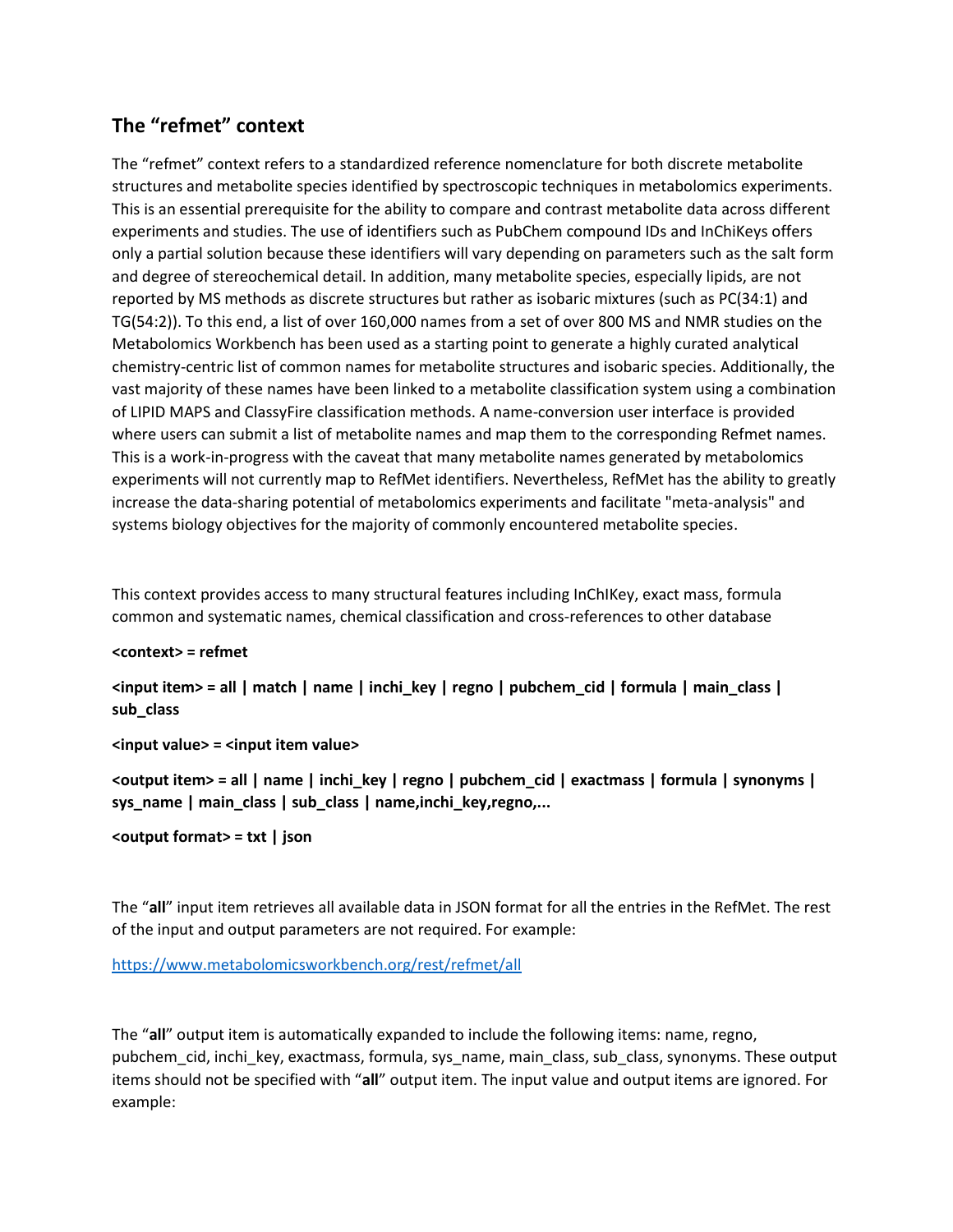## The "refmet" context

The "refmet" context refers to a standardized reference nomenclature for both discrete metabolite structures and metabolite species identified by spectroscopic techniques in metabolomics experiments. This is an essential prerequisite for the ability to compare and contrast metabolite data across different experiments and studies. The use of identifiers such as PubChem compound IDs and InChiKeys offers only a partial solution because these identifiers will vary depending on parameters such as the salt form and degree of stereochemical detail. In addition, many metabolite species, especially lipids, are not reported by MS methods as discrete structures but rather as isobaric mixtures (such as PC(34:1) and TG(54:2)). To this end, a list of over 160,000 names from a set of over 800 MS and NMR studies on the Metabolomics Workbench has been used as a starting point to generate a highly curated analytical chemistry-centric list of common names for metabolite structures and isobaric species. Additionally, the vast majority of these names have been linked to a metabolite classification system using a combination of LIPID MAPS and ClassyFire classification methods. A name-conversion user interface is provided where users can submit a list of metabolite names and map them to the corresponding Refmet names. This is a work-in-progress with the caveat that many metabolite names generated by metabolomics experiments will not currently map to RefMet identifiers. Nevertheless, RefMet has the ability to greatly increase the data-sharing potential of metabolomics experiments and facilitate "meta-analysis" and systems biology objectives for the majority of commonly encountered metabolite species.

This context provides access to many structural features including InChIKey, exact mass, formula common and systematic names, chemical classification and cross-references to other database

**<context> = refmet**

**<input item> = all | match | name | inchi_key | regno | pubchem_cid | formula | main_class | sub_class**

**<input value> = <input item value>**

**<output item> = all | name | inchi_key | regno | pubchem_cid | exactmass | formula | synonyms | sys_name | main_class | sub_class | name,inchi_key,regno,...**

**<output format> = txt | json**

The "**all**" input item retrieves all available data in JSON format for all the entries in the RefMet. The rest of the input and output parameters are not required. For example:

https://www.metabolomicsworkbench.org/rest/refmet/all

The "**all**" output item is automatically expanded to include the following items: name, regno, pubchem_cid, inchi_key, exactmass, formula, sys_name, main_class, sub_class, synonyms. These output items should not be specified with "**all**" output item. The input value and output items are ignored. For example: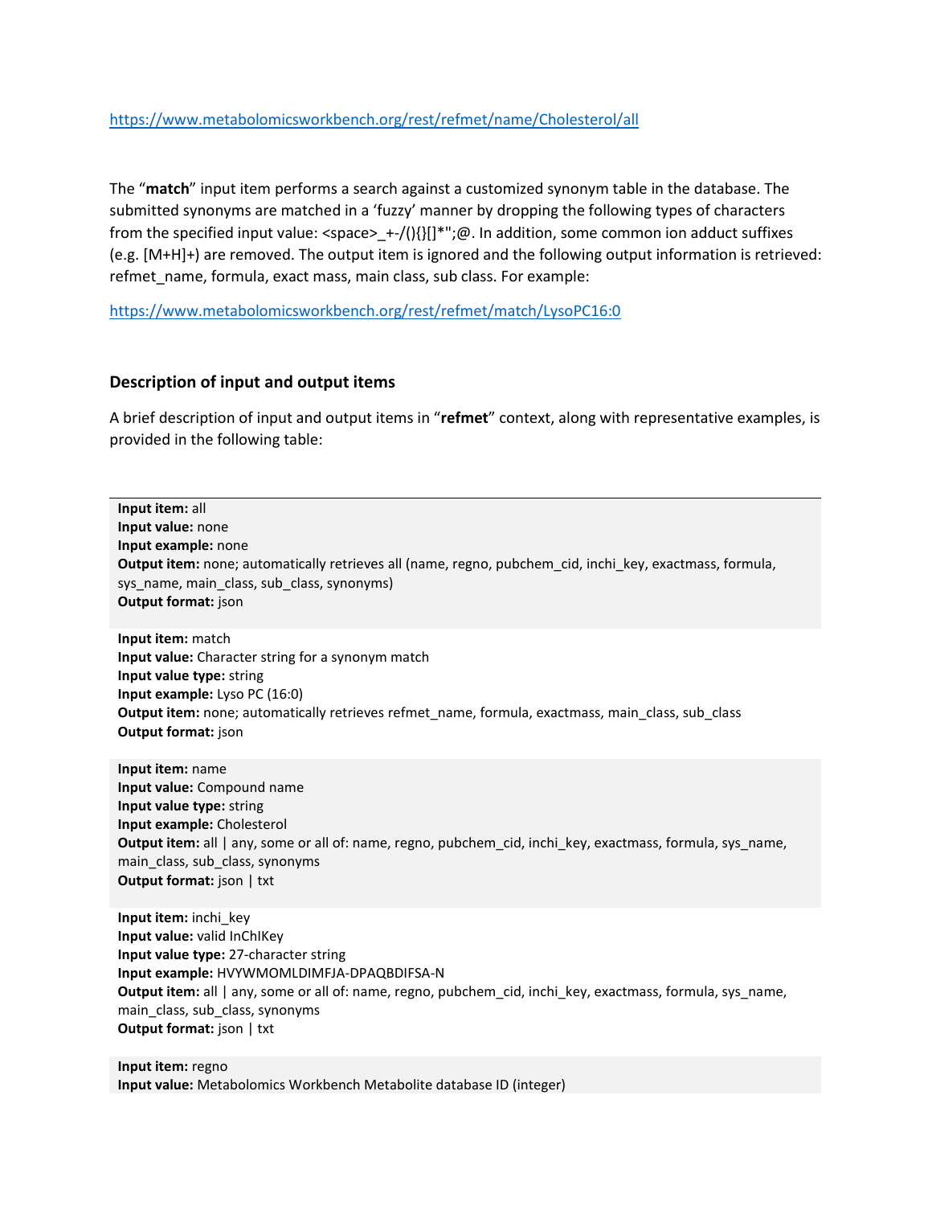https://www.metabolomicsworkbench.org/rest/refmet/name/Cholesterol/all

The “**match**” input item performs a search against a customized synonym table in the database. The submitted synonyms are matched in a ‘fuzzy’ manner by dropping the following types of characters from the specified input value: <space>_+-/(){}[]*";@. In addition, some common ion adduct suffixes (e.g. [M+H]+) are removed. The output item is ignored and the following output information is retrieved: refmet_name, formula, exact mass, main class, sub class. For example:

https://www.metabolomicsworkbench.org/rest/refmet/match/LysoPC16:0

### Description of input and output items

A brief description of input and output items in “**refmet**” context, along with representative examples, is provided in the following table:

**Input item:** all
**Input value:** none
**Input example:** none
**Output item:** none; automatically retrieves all (name, regno, pubchem_cid, inchi_key, exactmass, formula, sys_name, main_class, sub_class, synonyms)
**Output format:** json

**Input item:** match
**Input value:** Character string for a synonym match
**Input value type:** string
**Input example:** Lyso PC (16:0)
**Output item:** none; automatically retrieves refmet_name, formula, exactmass, main_class, sub_class
**Output format:** json

**Input item:** name
**Input value:** Compound name
**Input value type:** string
**Input example:** Cholesterol
**Output item:** all | any, some or all of: name, regno, pubchem_cid, inchi_key, exactmass, formula, sys_name, main_class, sub_class, synonyms
**Output format:** json | txt

**Input item:** inchi_key
**Input value:** valid InChIKey
**Input value type:** 27-character string
**Input example:** HVYWMOMLDIMFJA-DPAQBDIFSA-N
**Output item:** all | any, some or all of: name, regno, pubchem_cid, inchi_key, exactmass, formula, sys_name, main_class, sub_class, synonyms
**Output format:** json | txt

**Input item:** regno
**Input value:** Metabolomics Workbench Metabolite database ID (integer)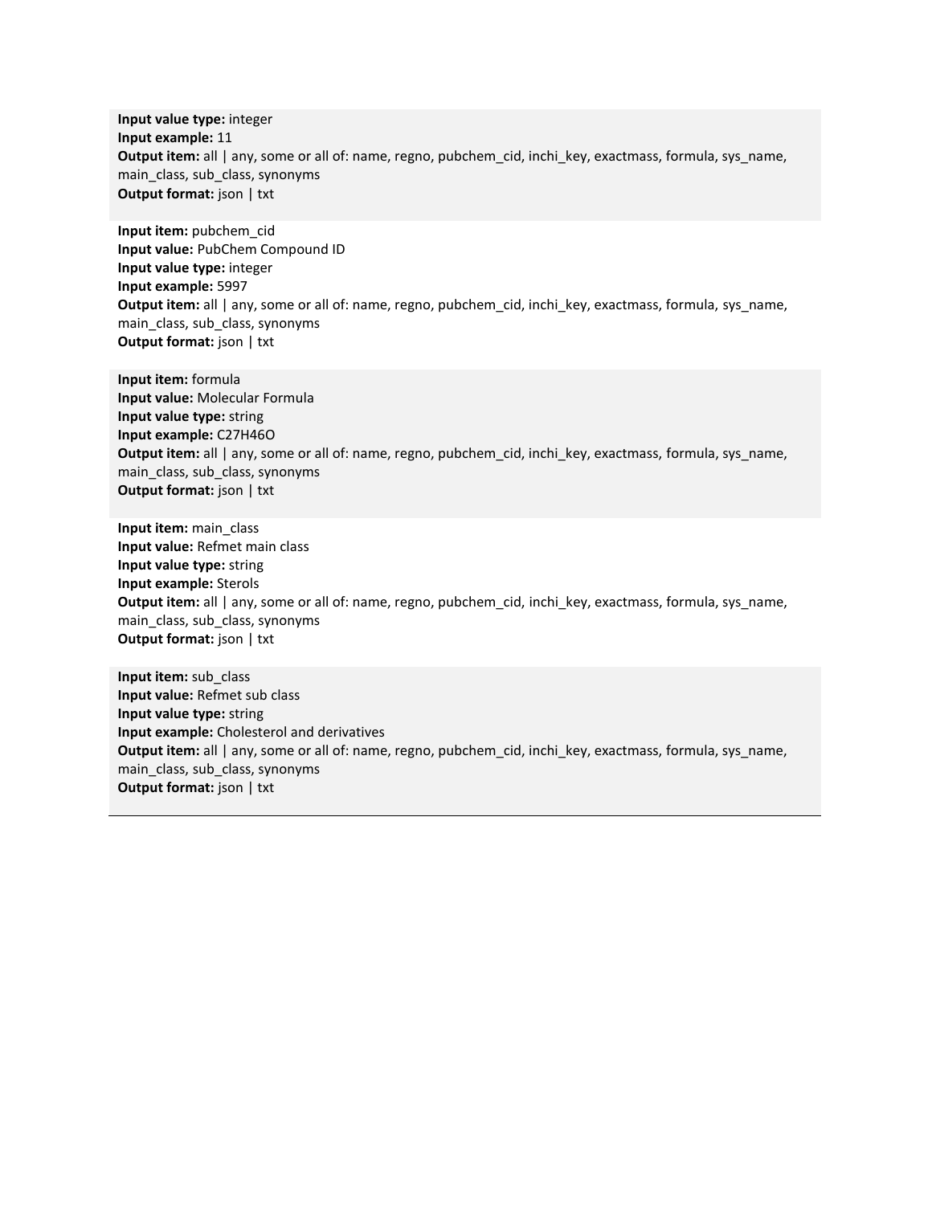**Input value type:** integer
**Input example:** 11
**Output item:** all | any, some or all of: name, regno, pubchem_cid, inchi_key, exactmass, formula, sys_name, main_class, sub_class, synonyms
**Output format:** json | txt

**Input item:** pubchem_cid
**Input value:** PubChem Compound ID
**Input value type:** integer
**Input example:** 5997
**Output item:** all | any, some or all of: name, regno, pubchem_cid, inchi_key, exactmass, formula, sys_name, main_class, sub_class, synonyms
**Output format:** json | txt

**Input item:** formula
**Input value:** Molecular Formula
**Input value type:** string
**Input example:** C27H46O
**Output item:** all | any, some or all of: name, regno, pubchem_cid, inchi_key, exactmass, formula, sys_name, main_class, sub_class, synonyms
**Output format:** json | txt

**Input item:** main_class
**Input value:** Refmet main class
**Input value type:** string
**Input example:** Sterols
**Output item:** all | any, some or all of: name, regno, pubchem_cid, inchi_key, exactmass, formula, sys_name, main_class, sub_class, synonyms
**Output format:** json | txt

**Input item:** sub_class
**Input value:** Refmet sub class
**Input value type:** string
**Input example:** Cholesterol and derivatives
**Output item:** all | any, some or all of: name, regno, pubchem_cid, inchi_key, exactmass, formula, sys_name, main_class, sub_class, synonyms
**Output format:** json | txt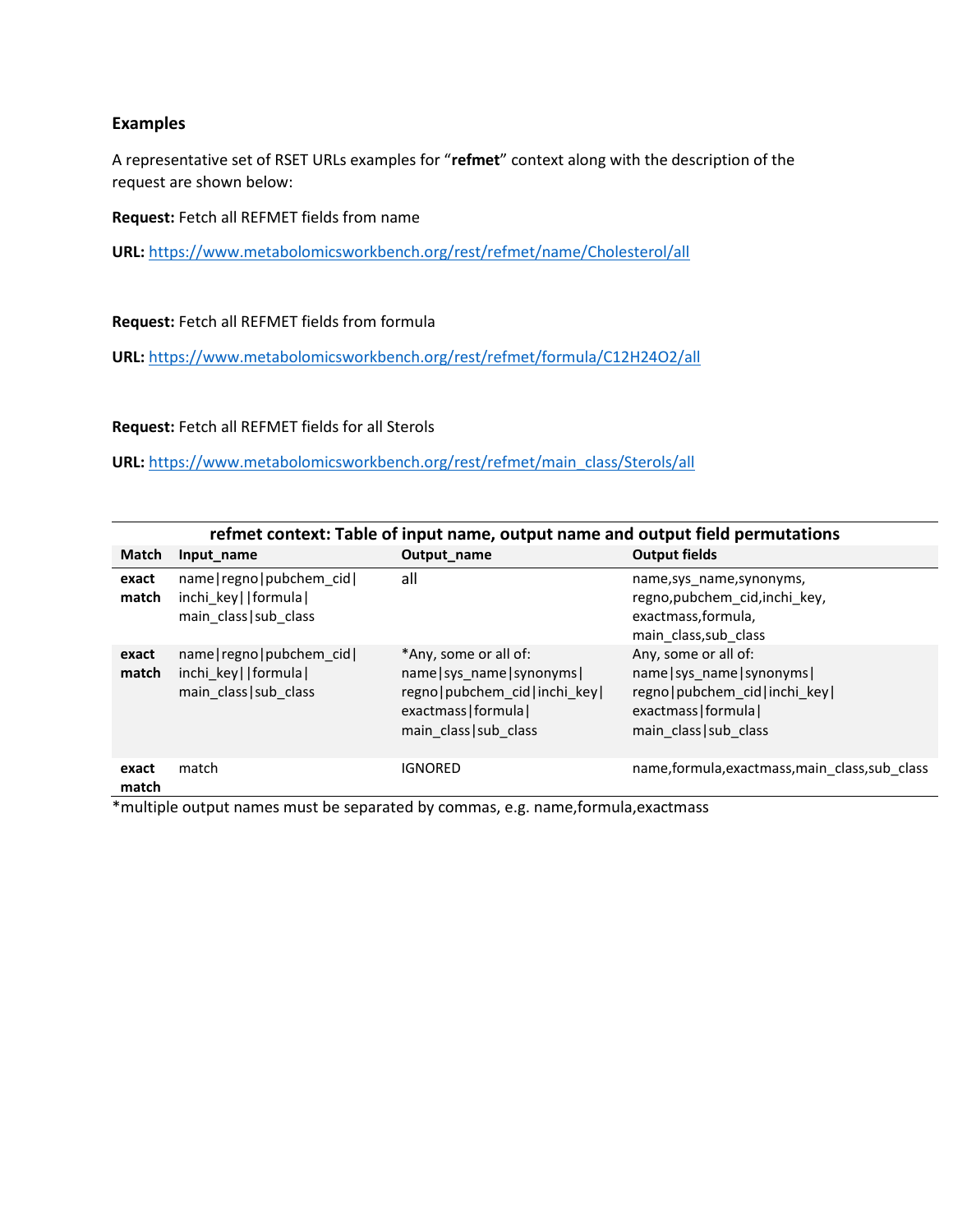### Examples

A representative set of RSET URLs examples for “**refmet**” context along with the description of the request are shown below:

**Request:** Fetch all REFMET fields from name

**URL:** https://www.metabolomicsworkbench.org/rest/refmet/name/Cholesterol/all

**Request:** Fetch all REFMET fields from formula

**URL:** https://www.metabolomicsworkbench.org/rest/refmet/formula/C12H24O2/all

**Request:** Fetch all REFMET fields for all Sterols

**URL:** https://www.metabolomicsworkbench.org/rest/refmet/main_class/Sterols/all

**refmet context: Table of input name, output name and output field permutations**

| Match | Input_name | Output_name | Output fields |
|---|---|---|---|
| **exact match** | name\|regno\|pubchem_cid\|inchi_key\|\|formula\|main_class\|sub_class | all | name,sys_name,synonyms,regno,pubchem_cid,inchi_key,exactmass,formula,main_class,sub_class |
| **exact match** | name\|regno\|pubchem_cid\|inchi_key\|\|formula\|main_class\|sub_class | *Any, some or all of: name\|sys_name\|synonyms\|regno\|pubchem_cid\|inchi_key\|exactmass\|formula\|main_class\|sub_class | Any, some or all of: name\|sys_name\|synonyms\|regno\|pubchem_cid\|inchi_key\|exactmass\|formula\|main_class\|sub_class |
| **exact match** | match | IGNORED | name,formula,exactmass,main_class,sub_class |

*multiple output names must be separated by commas, e.g. name,formula,exactmass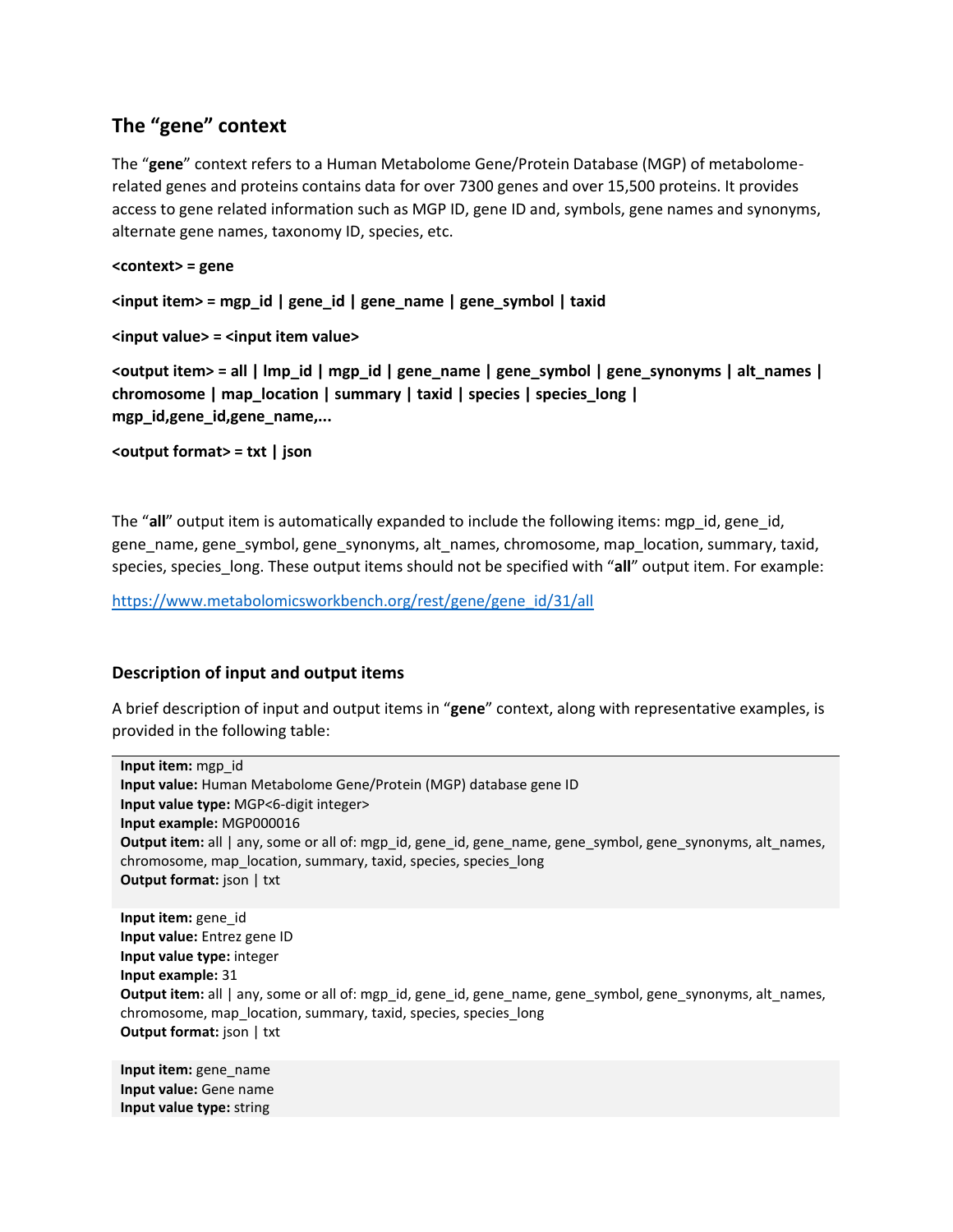## The "gene" context

The "**gene**" context refers to a Human Metabolome Gene/Protein Database (MGP) of metabolome-related genes and proteins contains data for over 7300 genes and over 15,500 proteins. It provides access to gene related information such as MGP ID, gene ID and, symbols, gene names and synonyms, alternate gene names, taxonomy ID, species, etc.

**<context> = gene**

**<input item> = mgp_id | gene_id | gene_name | gene_symbol | taxid**

**<input value> = <input item value>**

**<output item> = all | lmp_id | mgp_id | gene_name | gene_symbol | gene_synonyms | alt_names | chromosome | map_location | summary | taxid | species | species_long | mgp_id,gene_id,gene_name,...**

**<output format> = txt | json**

The "**all**" output item is automatically expanded to include the following items: mgp_id, gene_id, gene_name, gene_symbol, gene_synonyms, alt_names, chromosome, map_location, summary, taxid, species, species_long. These output items should not be specified with "**all**" output item. For example:

https://www.metabolomicsworkbench.org/rest/gene/gene_id/31/all

### Description of input and output items

A brief description of input and output items in "**gene**" context, along with representative examples, is provided in the following table:

**Input item:** mgp_id
**Input value:** Human Metabolome Gene/Protein (MGP) database gene ID
**Input value type:** MGP<6-digit integer>
**Input example:** MGP000016
**Output item:** all | any, some or all of: mgp_id, gene_id, gene_name, gene_symbol, gene_synonyms, alt_names, chromosome, map_location, summary, taxid, species, species_long
**Output format:** json | txt

**Input item:** gene_id
**Input value:** Entrez gene ID
**Input value type:** integer
**Input example:** 31
**Output item:** all | any, some or all of: mgp_id, gene_id, gene_name, gene_symbol, gene_synonyms, alt_names, chromosome, map_location, summary, taxid, species, species_long
**Output format:** json | txt

**Input item:** gene_name
**Input value:** Gene name
**Input value type:** string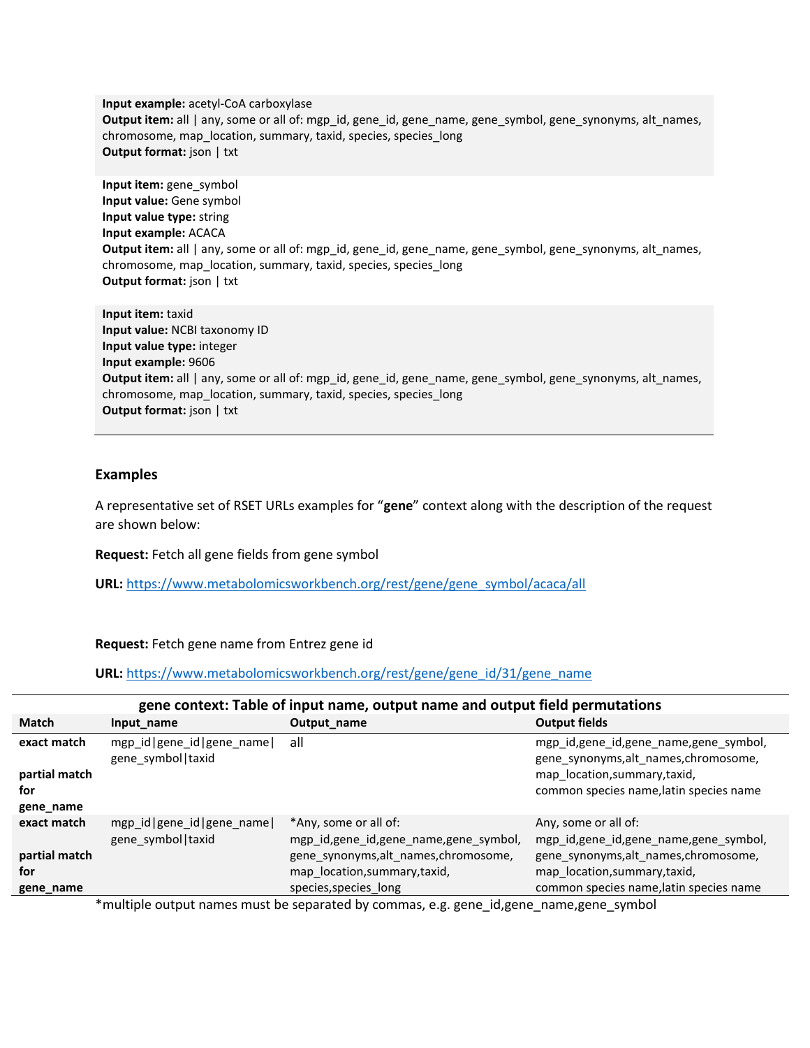**Input example:** acetyl-CoA carboxylase
**Output item:** all | any, some or all of: mgp_id, gene_id, gene_name, gene_symbol, gene_synonyms, alt_names, chromosome, map_location, summary, taxid, species, species_long
**Output format:** json | txt

**Input item:** gene_symbol
**Input value:** Gene symbol
**Input value type:** string
**Input example:** ACACA
**Output item:** all | any, some or all of: mgp_id, gene_id, gene_name, gene_symbol, gene_synonyms, alt_names, chromosome, map_location, summary, taxid, species, species_long
**Output format:** json | txt

**Input item:** taxid
**Input value:** NCBI taxonomy ID
**Input value type:** integer
**Input example:** 9606
**Output item:** all | any, some or all of: mgp_id, gene_id, gene_name, gene_symbol, gene_synonyms, alt_names, chromosome, map_location, summary, taxid, species, species_long
**Output format:** json | txt

### Examples

A representative set of RSET URLs examples for "**gene**" context along with the description of the request are shown below:

**Request:** Fetch all gene fields from gene symbol

**URL:** https://www.metabolomicsworkbench.org/rest/gene/gene_symbol/acaca/all

**Request:** Fetch gene name from Entrez gene id

**URL:** https://www.metabolomicsworkbench.org/rest/gene/gene_id/31/gene_name

**gene context: Table of input name, output name and output field permutations**

| Match | Input_name | Output_name | Output fields |
|---|---|---|---|
| **exact match** **partial match for gene_name** | mgp_id\|gene_id\|gene_name\|gene_symbol\|taxid | all | mgp_id,gene_id,gene_name,gene_symbol, gene_synonyms,alt_names,chromosome, map_location,summary,taxid, common species name,latin species name |
| **exact match** **partial match for gene_name** | mgp_id\|gene_id\|gene_name\|gene_symbol\|taxid | *Any, some or all of: mgp_id,gene_id,gene_name,gene_symbol, gene_synonyms,alt_names,chromosome, map_location,summary,taxid, species,species_long | Any, some or all of: mgp_id,gene_id,gene_name,gene_symbol, gene_synonyms,alt_names,chromosome, map_location,summary,taxid, common species name,latin species name |

*multiple output names must be separated by commas, e.g. gene_id,gene_name,gene_symbol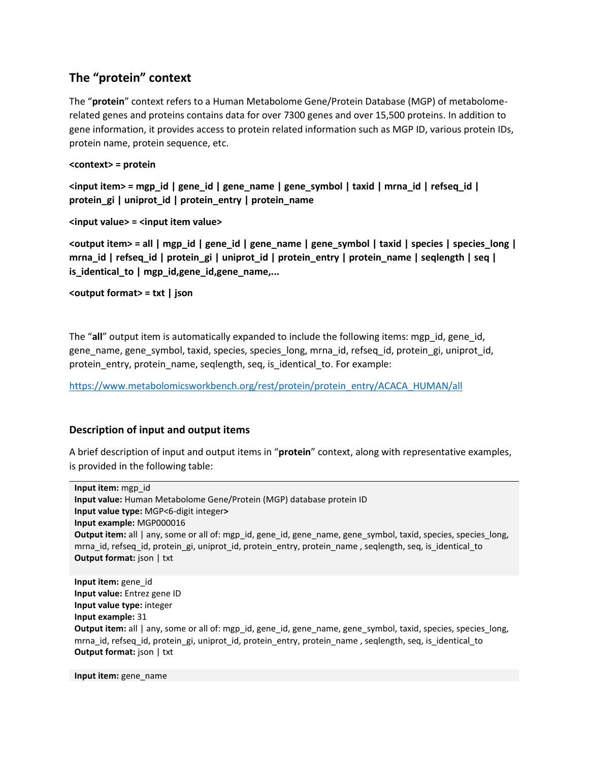## The "protein" context

The "**protein**" context refers to a Human Metabolome Gene/Protein Database (MGP) of metabolome-related genes and proteins contains data for over 7300 genes and over 15,500 proteins. In addition to gene information, it provides access to protein related information such as MGP ID, various protein IDs, protein name, protein sequence, etc.

**<context> = protein**

**<input item> = mgp_id | gene_id | gene_name | gene_symbol | taxid | mrna_id | refseq_id | protein_gi | uniprot_id | protein_entry | protein_name**

**<input value> = <input item value>**

**<output item> = all | mgp_id | gene_id | gene_name | gene_symbol | taxid | species | species_long | mrna_id | refseq_id | protein_gi | uniprot_id | protein_entry | protein_name | seqlength | seq | is_identical_to | mgp_id,gene_id,gene_name,...**

**<output format> = txt | json**

The "**all**" output item is automatically expanded to include the following items: mgp_id, gene_id, gene_name, gene_symbol, taxid, species, species_long, mrna_id, refseq_id, protein_gi, uniprot_id, protein_entry, protein_name, seqlength, seq, is_identical_to. For example:

https://www.metabolomicsworkbench.org/rest/protein/protein_entry/ACACA_HUMAN/all

### Description of input and output items

A brief description of input and output items in "**protein**" context, along with representative examples, is provided in the following table:

**Input item:** mgp_id
**Input value:** Human Metabolome Gene/Protein (MGP) database protein ID
**Input value type:** MGP<6-digit integer**>**
**Input example:** MGP000016
**Output item:** all | any, some or all of: mgp_id, gene_id, gene_name, gene_symbol, taxid, species, species_long, mrna_id, refseq_id, protein_gi, uniprot_id, protein_entry, protein_name , seqlength, seq, is_identical_to
**Output format:** json | txt

**Input item:** gene_id
**Input value:** Entrez gene ID
**Input value type:** integer
**Input example:** 31
**Output item:** all | any, some or all of: mgp_id, gene_id, gene_name, gene_symbol, taxid, species, species_long, mrna_id, refseq_id, protein_gi, uniprot_id, protein_entry, protein_name , seqlength, seq, is_identical_to
**Output format:** json | txt

**Input item:** gene_name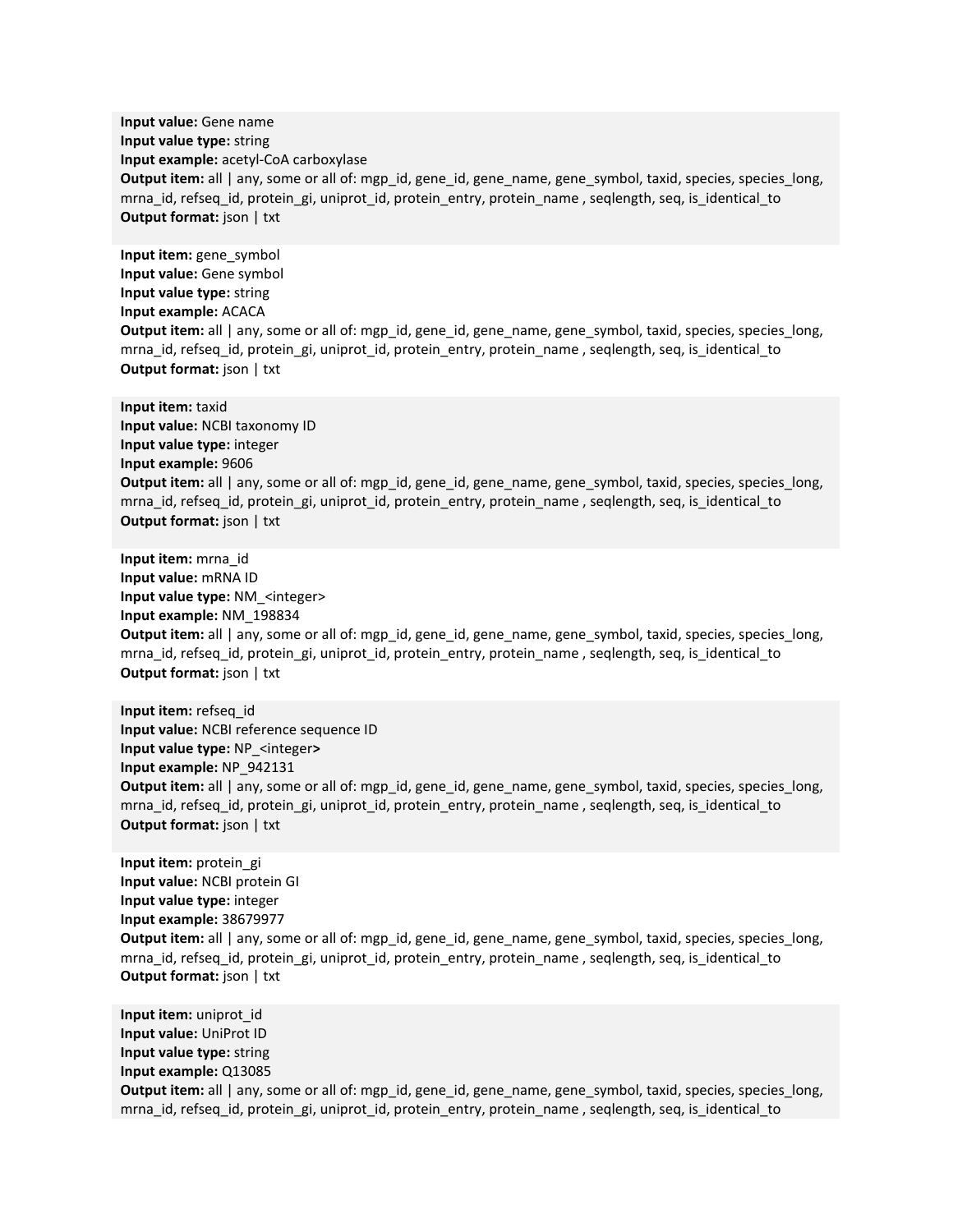**Input value:** Gene name
**Input value type:** string
**Input example:** acetyl-CoA carboxylase
**Output item:** all | any, some or all of: mgp_id, gene_id, gene_name, gene_symbol, taxid, species, species_long, mrna_id, refseq_id, protein_gi, uniprot_id, protein_entry, protein_name , seqlength, seq, is_identical_to
**Output format:** json | txt

**Input item:** gene_symbol
**Input value:** Gene symbol
**Input value type:** string
**Input example:** ACACA
**Output item:** all | any, some or all of: mgp_id, gene_id, gene_name, gene_symbol, taxid, species, species_long, mrna_id, refseq_id, protein_gi, uniprot_id, protein_entry, protein_name , seqlength, seq, is_identical_to
**Output format:** json | txt

**Input item:** taxid
**Input value:** NCBI taxonomy ID
**Input value type:** integer
**Input example:** 9606
**Output item:** all | any, some or all of: mgp_id, gene_id, gene_name, gene_symbol, taxid, species, species_long, mrna_id, refseq_id, protein_gi, uniprot_id, protein_entry, protein_name , seqlength, seq, is_identical_to
**Output format:** json | txt

**Input item:** mrna_id
**Input value:** mRNA ID
**Input value type:** NM_<integer>
**Input example:** NM_198834
**Output item:** all | any, some or all of: mgp_id, gene_id, gene_name, gene_symbol, taxid, species, species_long, mrna_id, refseq_id, protein_gi, uniprot_id, protein_entry, protein_name , seqlength, seq, is_identical_to
**Output format:** json | txt

**Input item:** refseq_id
**Input value:** NCBI reference sequence ID
**Input value type:** NP_<integer>
**Input example:** NP_942131
**Output item:** all | any, some or all of: mgp_id, gene_id, gene_name, gene_symbol, taxid, species, species_long, mrna_id, refseq_id, protein_gi, uniprot_id, protein_entry, protein_name , seqlength, seq, is_identical_to
**Output format:** json | txt

**Input item:** protein_gi
**Input value:** NCBI protein GI
**Input value type:** integer
**Input example:** 38679977
**Output item:** all | any, some or all of: mgp_id, gene_id, gene_name, gene_symbol, taxid, species, species_long, mrna_id, refseq_id, protein_gi, uniprot_id, protein_entry, protein_name , seqlength, seq, is_identical_to
**Output format:** json | txt

**Input item:** uniprot_id
**Input value:** UniProt ID
**Input value type:** string
**Input example:** Q13085
**Output item:** all | any, some or all of: mgp_id, gene_id, gene_name, gene_symbol, taxid, species, species_long, mrna_id, refseq_id, protein_gi, uniprot_id, protein_entry, protein_name , seqlength, seq, is_identical_to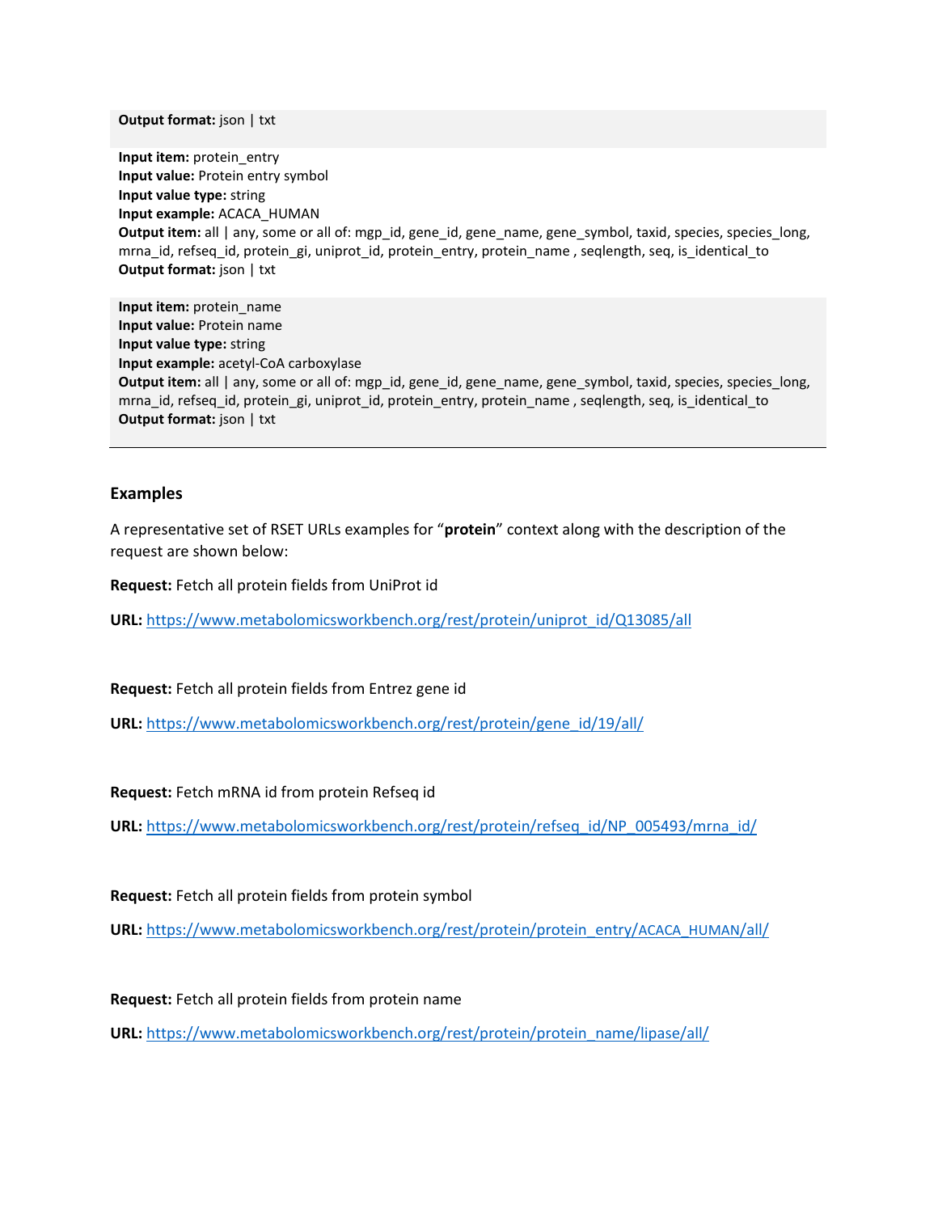**Output format:** json | txt

**Input item:** protein_entry
**Input value:** Protein entry symbol
**Input value type:** string
**Input example:** ACACA_HUMAN
**Output item:** all | any, some or all of: mgp_id, gene_id, gene_name, gene_symbol, taxid, species, species_long, mrna_id, refseq_id, protein_gi, uniprot_id, protein_entry, protein_name , seqlength, seq, is_identical_to
**Output format:** json | txt

**Input item:** protein_name
**Input value:** Protein name
**Input value type:** string
**Input example:** acetyl-CoA carboxylase
**Output item:** all | any, some or all of: mgp_id, gene_id, gene_name, gene_symbol, taxid, species, species_long, mrna_id, refseq_id, protein_gi, uniprot_id, protein_entry, protein_name , seqlength, seq, is_identical_to
**Output format:** json | txt

---

### Examples

A representative set of RSET URLs examples for "**protein**" context along with the description of the request are shown below:

**Request:** Fetch all protein fields from UniProt id

**URL:** https://www.metabolomicsworkbench.org/rest/protein/uniprot_id/Q13085/all

**Request:** Fetch all protein fields from Entrez gene id

**URL:** https://www.metabolomicsworkbench.org/rest/protein/gene_id/19/all/

**Request:** Fetch mRNA id from protein Refseq id

**URL:** https://www.metabolomicsworkbench.org/rest/protein/refseq_id/NP_005493/mrna_id/

**Request:** Fetch all protein fields from protein symbol

**URL:** https://www.metabolomicsworkbench.org/rest/protein/protein_entry/ACACA_HUMAN/all/

**Request:** Fetch all protein fields from protein name

**URL:** https://www.metabolomicsworkbench.org/rest/protein/protein_name/lipase/all/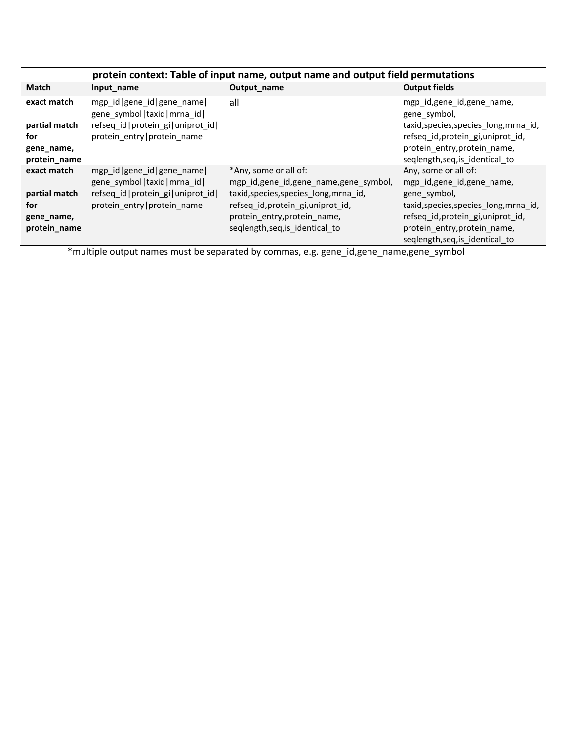**protein context: Table of input name, output name and output field permutations**

| Match | Input_name | Output_name | Output fields |
|---|---|---|---|
| **exact match**<br><br>**partial match for gene_name, protein_name** | mgp_id\|gene_id\|gene_name\|gene_symbol\|taxid\|mrna_id\|refseq_id\|protein_gi\|uniprot_id\|protein_entry\|protein_name | all | mgp_id,gene_id,gene_name, gene_symbol, taxid,species,species_long,mrna_id, refseq_id,protein_gi,uniprot_id, protein_entry,protein_name, seqlength,seq,is_identical_to |
| **exact match**<br><br>**partial match for gene_name, protein_name** | mgp_id\|gene_id\|gene_name\|gene_symbol\|taxid\|mrna_id\|refseq_id\|protein_gi\|uniprot_id\|protein_entry\|protein_name | *Any, some or all of: mgp_id,gene_id,gene_name,gene_symbol, taxid,species,species_long,mrna_id, refseq_id,protein_gi,uniprot_id, protein_entry,protein_name, seqlength,seq,is_identical_to | Any, some or all of: mgp_id,gene_id,gene_name, gene_symbol, taxid,species,species_long,mrna_id, refseq_id,protein_gi,uniprot_id, protein_entry,protein_name, seqlength,seq,is_identical_to |

*multiple output names must be separated by commas, e.g. gene_id,gene_name,gene_symbol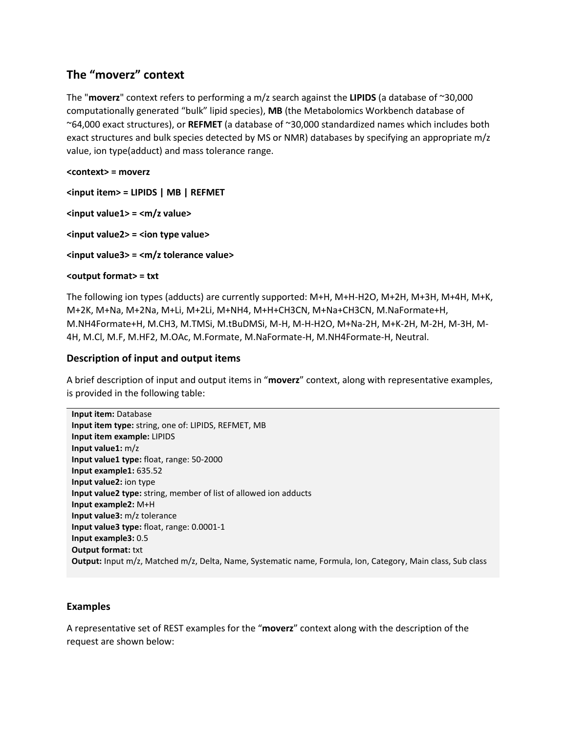## The "moverz" context

The "**moverz**" context refers to performing a m/z search against the **LIPIDS** (a database of ~30,000 computationally generated "bulk" lipid species), **MB** (the Metabolomics Workbench database of ~64,000 exact structures), or **REFMET** (a database of ~30,000 standardized names which includes both exact structures and bulk species detected by MS or NMR) databases by specifying an appropriate m/z value, ion type(adduct) and mass tolerance range.

**<context> = moverz**

**<input item> = LIPIDS | MB | REFMET**

**<input value1> = <m/z value>**

**<input value2> = <ion type value>**

**<input value3> = <m/z tolerance value>**

**<output format> = txt**

The following ion types (adducts) are currently supported: M+H, M+H-H2O, M+2H, M+3H, M+4H, M+K, M+2K, M+Na, M+2Na, M+Li, M+2Li, M+NH4, M+H+CH3CN, M+Na+CH3CN, M.NaFormate+H, M.NH4Formate+H, M.CH3, M.TMSi, M.tBuDMSi, M-H, M-H-H2O, M+Na-2H, M+K-2H, M-2H, M-3H, M-4H, M.Cl, M.F, M.HF2, M.OAc, M.Formate, M.NaFormate-H, M.NH4Formate-H, Neutral.

### Description of input and output items

A brief description of input and output items in "**moverz**" context, along with representative examples, is provided in the following table:

**Input item:** Database
**Input item type:** string, one of: LIPIDS, REFMET, MB
**Input item example:** LIPIDS
**Input value1:** m/z
**Input value1 type:** float, range: 50-2000
**Input example1:** 635.52
**Input value2:** ion type
**Input value2 type:** string, member of list of allowed ion adducts
**Input example2:** M+H
**Input value3:** m/z tolerance
**Input value3 type:** float, range: 0.0001-1
**Input example3:** 0.5
**Output format:** txt
**Output:** Input m/z, Matched m/z, Delta, Name, Systematic name, Formula, Ion, Category, Main class, Sub class

### Examples

A representative set of REST examples for the "**moverz**" context along with the description of the request are shown below: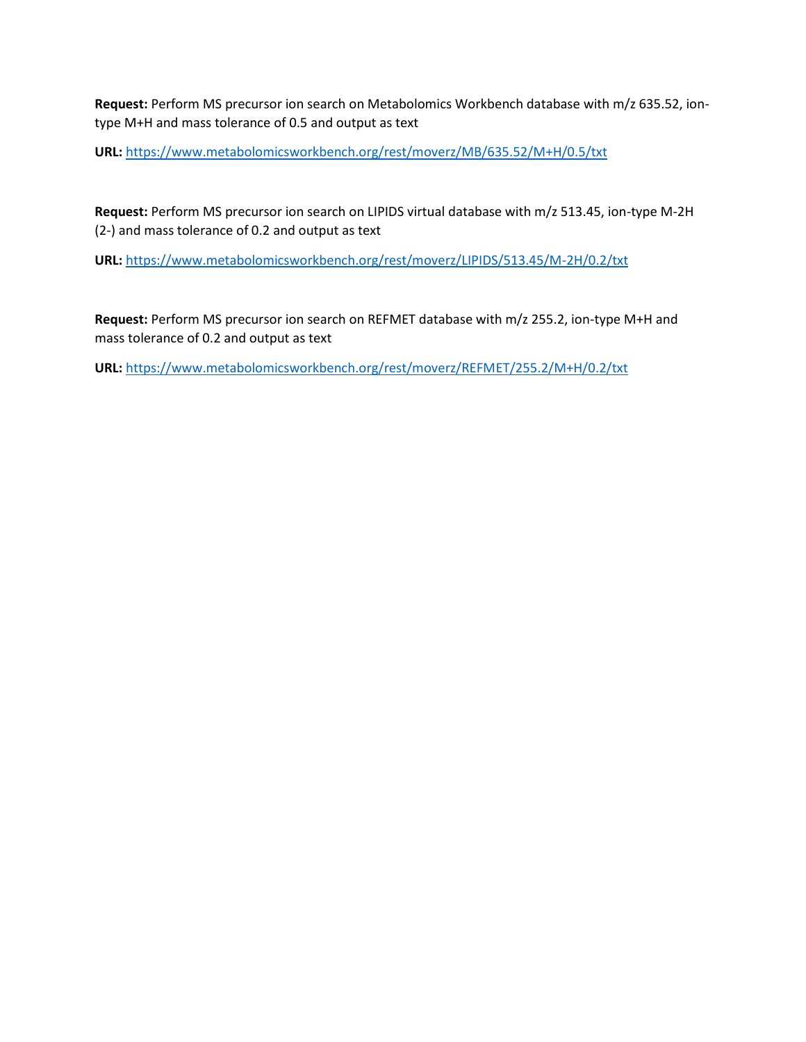**Request:** Perform MS precursor ion search on Metabolomics Workbench database with m/z 635.52, ion-type M+H and mass tolerance of 0.5 and output as text

**URL:** https://www.metabolomicsworkbench.org/rest/moverz/MB/635.52/M+H/0.5/txt

**Request:** Perform MS precursor ion search on LIPIDS virtual database with m/z 513.45, ion-type M-2H (2-) and mass tolerance of 0.2 and output as text

**URL:** https://www.metabolomicsworkbench.org/rest/moverz/LIPIDS/513.45/M-2H/0.2/txt

**Request:** Perform MS precursor ion search on REFMET database with m/z 255.2, ion-type M+H and mass tolerance of 0.2 and output as text

**URL:** https://www.metabolomicsworkbench.org/rest/moverz/REFMET/255.2/M+H/0.2/txt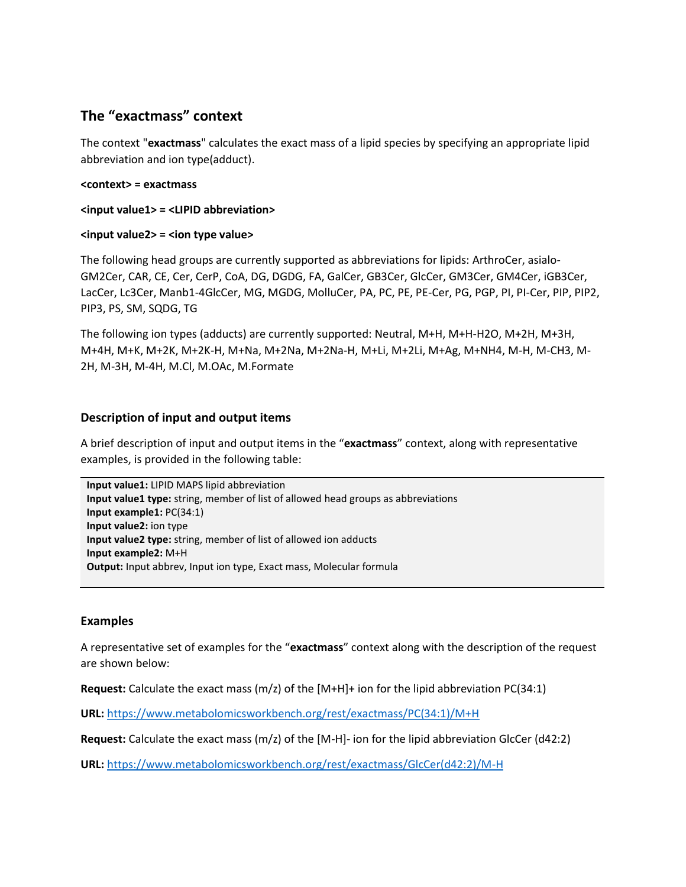## The “exactmass” context

The context "**exactmass**" calculates the exact mass of a lipid species by specifying an appropriate lipid abbreviation and ion type(adduct).

**<context> = exactmass**

**<input value1> = <LIPID abbreviation>**

**<input value2> = <ion type value>**

The following head groups are currently supported as abbreviations for lipids: ArthroCer, asialo-GM2Cer, CAR, CE, Cer, CerP, CoA, DG, DGDG, FA, GalCer, GB3Cer, GlcCer, GM3Cer, GM4Cer, iGB3Cer, LacCer, Lc3Cer, Manb1-4GlcCer, MG, MGDG, MolluCer, PA, PC, PE, PE-Cer, PG, PGP, PI, PI-Cer, PIP, PIP2, PIP3, PS, SM, SQDG, TG

The following ion types (adducts) are currently supported: Neutral, M+H, M+H-H2O, M+2H, M+3H, M+4H, M+K, M+2K, M+2K-H, M+Na, M+2Na, M+2Na-H, M+Li, M+2Li, M+Ag, M+NH4, M-H, M-CH3, M-2H, M-3H, M-4H, M.Cl, M.OAc, M.Formate

### Description of input and output items

A brief description of input and output items in the “**exactmass**” context, along with representative examples, is provided in the following table:

**Input value1:** LIPID MAPS lipid abbreviation
**Input value1 type:** string, member of list of allowed head groups as abbreviations
**Input example1:** PC(34:1)
**Input value2:** ion type
**Input value2 type:** string, member of list of allowed ion adducts
**Input example2:** M+H
**Output:** Input abbrev, Input ion type, Exact mass, Molecular formula

### Examples

A representative set of examples for the “**exactmass**” context along with the description of the request are shown below:

**Request:** Calculate the exact mass (m/z) of the [M+H]+ ion for the lipid abbreviation PC(34:1)

**URL:** https://www.metabolomicsworkbench.org/rest/exactmass/PC(34:1)/M+H

**Request:** Calculate the exact mass (m/z) of the [M-H]- ion for the lipid abbreviation GlcCer (d42:2)

**URL:** https://www.metabolomicsworkbench.org/rest/exactmass/GlcCer(d42:2)/M-H